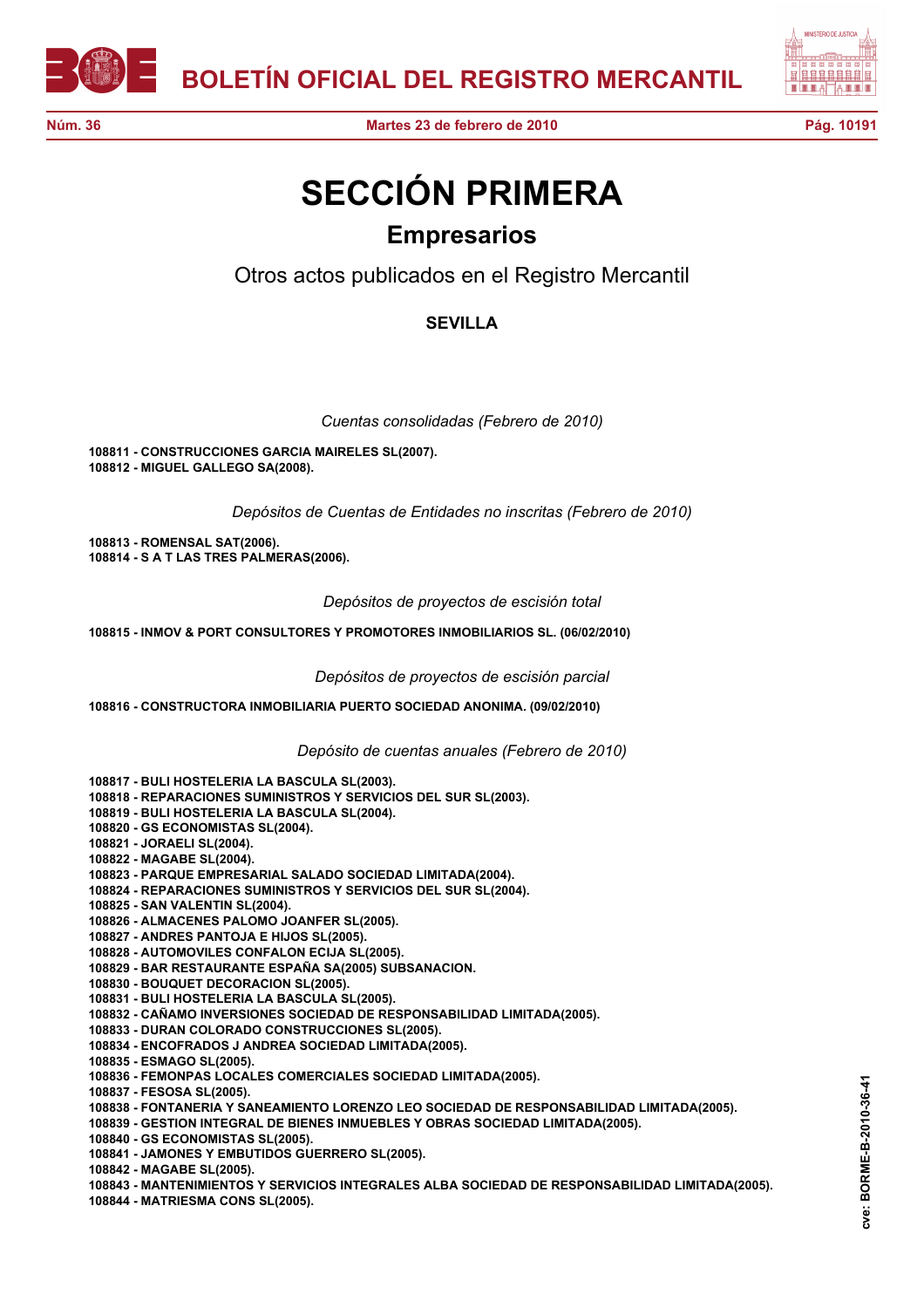# SECCIÓN PRIMERA

## Empresarios

### Otros actos publicados en el Registro Mercantil

#### SEVILLA

*Cuentas consolidadas (Febrero de 2010)*

**108811 - CONSTRUCCIONES GARCIA MAIRELES SL(2007).**
**108812 - MIGUEL GALLEGO SA(2008).**

*Depósitos de Cuentas de Entidades no inscritas (Febrero de 2010)*

**108813 - ROMENSAL SAT(2006).**
**108814 - S A T LAS TRES PALMERAS(2006).**

*Depósitos de proyectos de escisión total*

**108815 - INMOV & PORT CONSULTORES Y PROMOTORES INMOBILIARIOS SL. (06/02/2010)**

*Depósitos de proyectos de escisión parcial*

**108816 - CONSTRUCTORA INMOBILIARIA PUERTO SOCIEDAD ANONIMA. (09/02/2010)**

*Depósito de cuentas anuales (Febrero de 2010)*

**108817 - BULI HOSTELERIA LA BASCULA SL(2003).**
**108818 - REPARACIONES SUMINISTROS Y SERVICIOS DEL SUR SL(2003).**
**108819 - BULI HOSTELERIA LA BASCULA SL(2004).**
**108820 - GS ECONOMISTAS SL(2004).**
**108821 - JORAELI SL(2004).**
**108822 - MAGABE SL(2004).**
**108823 - PARQUE EMPRESARIAL SALADO SOCIEDAD LIMITADA(2004).**
**108824 - REPARACIONES SUMINISTROS Y SERVICIOS DEL SUR SL(2004).**
**108825 - SAN VALENTIN SL(2004).**
**108826 - ALMACENES PALOMO JOANFER SL(2005).**
**108827 - ANDRES PANTOJA E HIJOS SL(2005).**
**108828 - AUTOMOVILES CONFALON ECIJA SL(2005).**
**108829 - BAR RESTAURANTE ESPAÑA SA(2005) SUBSANACION.**
**108830 - BOUQUET DECORACION SL(2005).**
**108831 - BULI HOSTELERIA LA BASCULA SL(2005).**
**108832 - CAÑAMO INVERSIONES SOCIEDAD DE RESPONSABILIDAD LIMITADA(2005).**
**108833 - DURAN COLORADO CONSTRUCCIONES SL(2005).**
**108834 - ENCOFRADOS J ANDREA SOCIEDAD LIMITADA(2005).**
**108835 - ESMAGO SL(2005).**
**108836 - FEMONPAS LOCALES COMERCIALES SOCIEDAD LIMITADA(2005).**
**108837 - FESOSA SL(2005).**
**108838 - FONTANERIA Y SANEAMIENTO LORENZO LEO SOCIEDAD DE RESPONSABILIDAD LIMITADA(2005).**
**108839 - GESTION INTEGRAL DE BIENES INMUEBLES Y OBRAS SOCIEDAD LIMITADA(2005).**
**108840 - GS ECONOMISTAS SL(2005).**
**108841 - JAMONES Y EMBUTIDOS GUERRERO SL(2005).**
**108842 - MAGABE SL(2005).**
**108843 - MANTENIMIENTOS Y SERVICIOS INTEGRALES ALBA SOCIEDAD DE RESPONSABILIDAD LIMITADA(2005).**
**108844 - MATRIESMA CONS SL(2005).**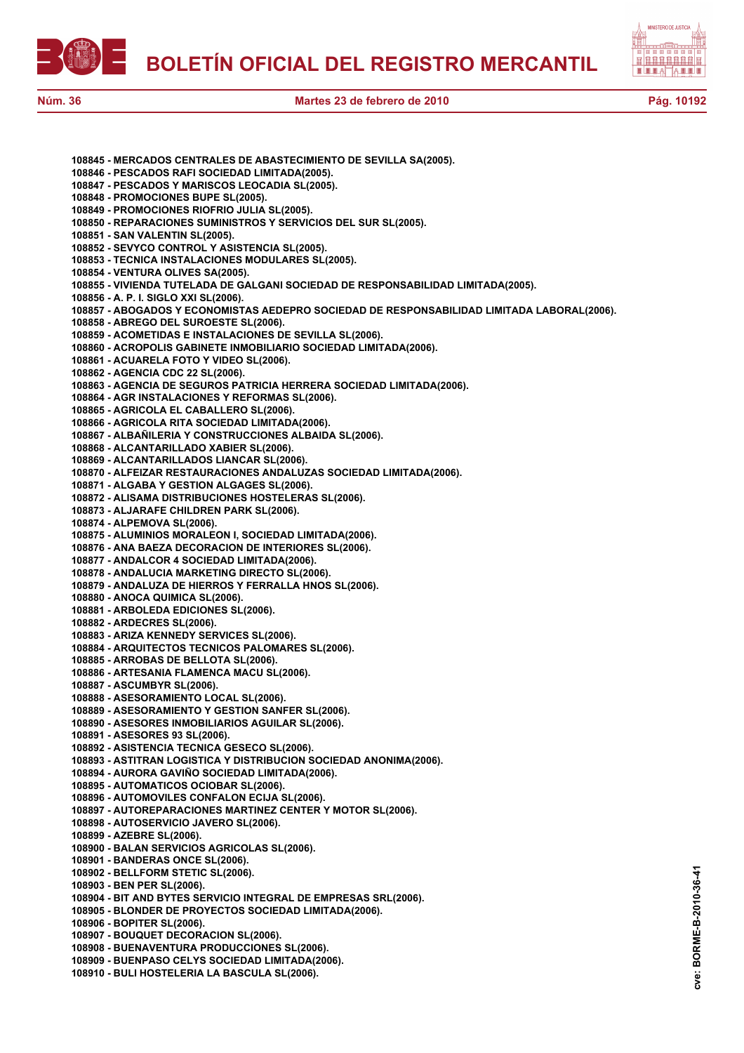**108845 - MERCADOS CENTRALES DE ABASTECIMIENTO DE SEVILLA SA(2005).**
**108846 - PESCADOS RAFI SOCIEDAD LIMITADA(2005).**
**108847 - PESCADOS Y MARISCOS LEOCADIA SL(2005).**
**108848 - PROMOCIONES BUPE SL(2005).**
**108849 - PROMOCIONES RIOFRIO JULIA SL(2005).**
**108850 - REPARACIONES SUMINISTROS Y SERVICIOS DEL SUR SL(2005).**
**108851 - SAN VALENTIN SL(2005).**
**108852 - SEVYCO CONTROL Y ASISTENCIA SL(2005).**
**108853 - TECNICA INSTALACIONES MODULARES SL(2005).**
**108854 - VENTURA OLIVES SA(2005).**
**108855 - VIVIENDA TUTELADA DE GALGANI SOCIEDAD DE RESPONSABILIDAD LIMITADA(2005).**
**108856 - A. P. I. SIGLO XXI SL(2006).**
**108857 - ABOGADOS Y ECONOMISTAS AEDEPRO SOCIEDAD DE RESPONSABILIDAD LIMITADA LABORAL(2006).**
**108858 - ABREGO DEL SUROESTE SL(2006).**
**108859 - ACOMETIDAS E INSTALACIONES DE SEVILLA SL(2006).**
**108860 - ACROPOLIS GABINETE INMOBILIARIO SOCIEDAD LIMITADA(2006).**
**108861 - ACUARELA FOTO Y VIDEO SL(2006).**
**108862 - AGENCIA CDC 22 SL(2006).**
**108863 - AGENCIA DE SEGUROS PATRICIA HERRERA SOCIEDAD LIMITADA(2006).**
**108864 - AGR INSTALACIONES Y REFORMAS SL(2006).**
**108865 - AGRICOLA EL CABALLERO SL(2006).**
**108866 - AGRICOLA RITA SOCIEDAD LIMITADA(2006).**
**108867 - ALBAÑILERIA Y CONSTRUCCIONES ALBAIDA SL(2006).**
**108868 - ALCANTARILLADO XABIER SL(2006).**
**108869 - ALCANTARILLADOS LIANCAR SL(2006).**
**108870 - ALFEIZAR RESTAURACIONES ANDALUZAS SOCIEDAD LIMITADA(2006).**
**108871 - ALGABA Y GESTION ALGAGES SL(2006).**
**108872 - ALISAMA DISTRIBUCIONES HOSTELERAS SL(2006).**
**108873 - ALJARAFE CHILDREN PARK SL(2006).**
**108874 - ALPEMOVA SL(2006).**
**108875 - ALUMINIOS MORALEON I, SOCIEDAD LIMITADA(2006).**
**108876 - ANA BAEZA DECORACION DE INTERIORES SL(2006).**
**108877 - ANDALCOR 4 SOCIEDAD LIMITADA(2006).**
**108878 - ANDALUCIA MARKETING DIRECTO SL(2006).**
**108879 - ANDALUZA DE HIERROS Y FERRALLA HNOS SL(2006).**
**108880 - ANOCA QUIMICA SL(2006).**
**108881 - ARBOLEDA EDICIONES SL(2006).**
**108882 - ARDECRES SL(2006).**
**108883 - ARIZA KENNEDY SERVICES SL(2006).**
**108884 - ARQUITECTOS TECNICOS PALOMARES SL(2006).**
**108885 - ARROBAS DE BELLOTA SL(2006).**
**108886 - ARTESANIA FLAMENCA MACU SL(2006).**
**108887 - ASCUMBYR SL(2006).**
**108888 - ASESORAMIENTO LOCAL SL(2006).**
**108889 - ASESORAMIENTO Y GESTION SANFER SL(2006).**
**108890 - ASESORES INMOBILIARIOS AGUILAR SL(2006).**
**108891 - ASESORES 93 SL(2006).**
**108892 - ASISTENCIA TECNICA GESECO SL(2006).**
**108893 - ASTITRAN LOGISTICA Y DISTRIBUCION SOCIEDAD ANONIMA(2006).**
**108894 - AURORA GAVIÑO SOCIEDAD LIMITADA(2006).**
**108895 - AUTOMATICOS OCIOBAR SL(2006).**
**108896 - AUTOMOVILES CONFALON ECIJA SL(2006).**
**108897 - AUTOREPARACIONES MARTINEZ CENTER Y MOTOR SL(2006).**
**108898 - AUTOSERVICIO JAVERO SL(2006).**
**108899 - AZEBRE SL(2006).**
**108900 - BALAN SERVICIOS AGRICOLAS SL(2006).**
**108901 - BANDERAS ONCE SL(2006).**
**108902 - BELLFORM STETIC SL(2006).**
**108903 - BEN PER SL(2006).**
**108904 - BIT AND BYTES SERVICIO INTEGRAL DE EMPRESAS SRL(2006).**
**108905 - BLONDER DE PROYECTOS SOCIEDAD LIMITADA(2006).**
**108906 - BOPITER SL(2006).**
**108907 - BOUQUET DECORACION SL(2006).**
**108908 - BUENAVENTURA PRODUCCIONES SL(2006).**
**108909 - BUENPASO CELYS SOCIEDAD LIMITADA(2006).**
**108910 - BULI HOSTELERIA LA BASCULA SL(2006).**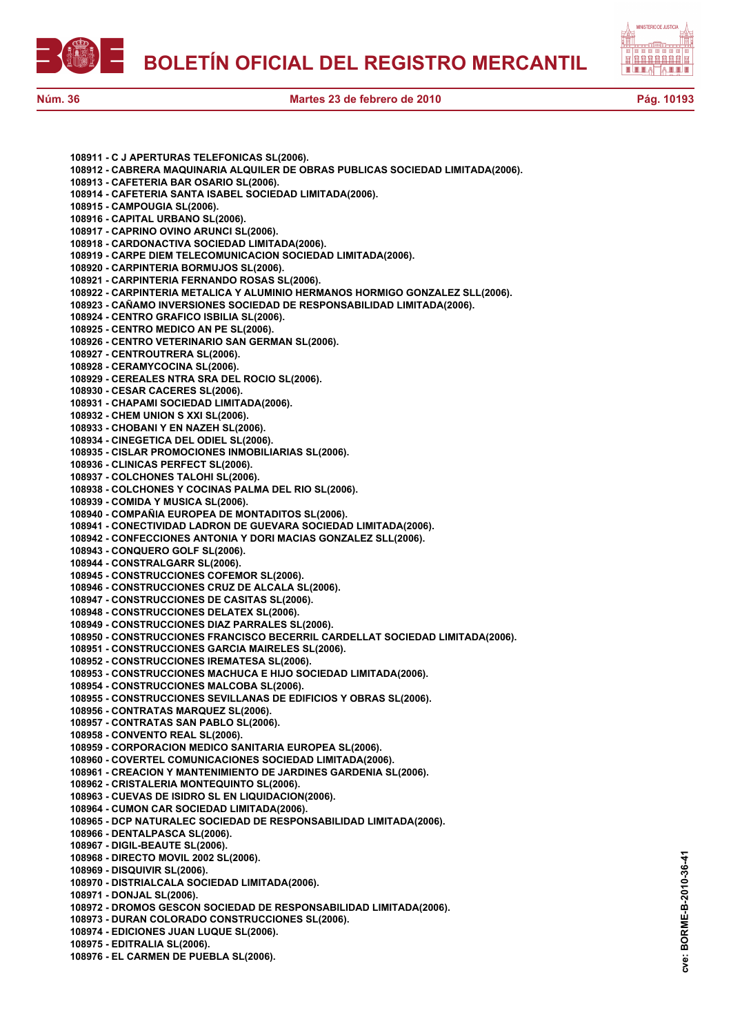**108911 - C J APERTURAS TELEFONICAS SL(2006).**
**108912 - CABRERA MAQUINARIA ALQUILER DE OBRAS PUBLICAS SOCIEDAD LIMITADA(2006).**
**108913 - CAFETERIA BAR OSARIO SL(2006).**
**108914 - CAFETERIA SANTA ISABEL SOCIEDAD LIMITADA(2006).**
**108915 - CAMPOUGIA SL(2006).**
**108916 - CAPITAL URBANO SL(2006).**
**108917 - CAPRINO OVINO ARUNCI SL(2006).**
**108918 - CARDONACTIVA SOCIEDAD LIMITADA(2006).**
**108919 - CARPE DIEM TELECOMUNICACION SOCIEDAD LIMITADA(2006).**
**108920 - CARPINTERIA BORMUJOS SL(2006).**
**108921 - CARPINTERIA FERNANDO ROSAS SL(2006).**
**108922 - CARPINTERIA METALICA Y ALUMINIO HERMANOS HORMIGO GONZALEZ SLL(2006).**
**108923 - CAÑAMO INVERSIONES SOCIEDAD DE RESPONSABILIDAD LIMITADA(2006).**
**108924 - CENTRO GRAFICO ISBILIA SL(2006).**
**108925 - CENTRO MEDICO AN PE SL(2006).**
**108926 - CENTRO VETERINARIO SAN GERMAN SL(2006).**
**108927 - CENTROUTRERA SL(2006).**
**108928 - CERAMYCOCINA SL(2006).**
**108929 - CEREALES NTRA SRA DEL ROCIO SL(2006).**
**108930 - CESAR CACERES SL(2006).**
**108931 - CHAPAMI SOCIEDAD LIMITADA(2006).**
**108932 - CHEM UNION S XXI SL(2006).**
**108933 - CHOBANI Y EN NAZEH SL(2006).**
**108934 - CINEGETICA DEL ODIEL SL(2006).**
**108935 - CISLAR PROMOCIONES INMOBILIARIAS SL(2006).**
**108936 - CLINICAS PERFECT SL(2006).**
**108937 - COLCHONES TALOHI SL(2006).**
**108938 - COLCHONES Y COCINAS PALMA DEL RIO SL(2006).**
**108939 - COMIDA Y MUSICA SL(2006).**
**108940 - COMPAÑIA EUROPEA DE MONTADITOS SL(2006).**
**108941 - CONECTIVIDAD LADRON DE GUEVARA SOCIEDAD LIMITADA(2006).**
**108942 - CONFECCIONES ANTONIA Y DORI MACIAS GONZALEZ SLL(2006).**
**108943 - CONQUERO GOLF SL(2006).**
**108944 - CONSTRALGARR SL(2006).**
**108945 - CONSTRUCCIONES COFEMOR SL(2006).**
**108946 - CONSTRUCCIONES CRUZ DE ALCALA SL(2006).**
**108947 - CONSTRUCCIONES DE CASITAS SL(2006).**
**108948 - CONSTRUCCIONES DELATEX SL(2006).**
**108949 - CONSTRUCCIONES DIAZ PARRALES SL(2006).**
**108950 - CONSTRUCCIONES FRANCISCO BECERRIL CARDELLAT SOCIEDAD LIMITADA(2006).**
**108951 - CONSTRUCCIONES GARCIA MAIRELES SL(2006).**
**108952 - CONSTRUCCIONES IREMATESA SL(2006).**
**108953 - CONSTRUCCIONES MACHUCA E HIJO SOCIEDAD LIMITADA(2006).**
**108954 - CONSTRUCCIONES MALCOBA SL(2006).**
**108955 - CONSTRUCCIONES SEVILLANAS DE EDIFICIOS Y OBRAS SL(2006).**
**108956 - CONTRATAS MARQUEZ SL(2006).**
**108957 - CONTRATAS SAN PABLO SL(2006).**
**108958 - CONVENTO REAL SL(2006).**
**108959 - CORPORACION MEDICO SANITARIA EUROPEA SL(2006).**
**108960 - COVERTEL COMUNICACIONES SOCIEDAD LIMITADA(2006).**
**108961 - CREACION Y MANTENIMIENTO DE JARDINES GARDENIA SL(2006).**
**108962 - CRISTALERIA MONTEQUINTO SL(2006).**
**108963 - CUEVAS DE ISIDRO SL EN LIQUIDACION(2006).**
**108964 - CUMON CAR SOCIEDAD LIMITADA(2006).**
**108965 - DCP NATURALEC SOCIEDAD DE RESPONSABILIDAD LIMITADA(2006).**
**108966 - DENTALPASCA SL(2006).**
**108967 - DIGIL-BEAUTE SL(2006).**
**108968 - DIRECTO MOVIL 2002 SL(2006).**
**108969 - DISQUIVIR SL(2006).**
**108970 - DISTRIALCALA SOCIEDAD LIMITADA(2006).**
**108971 - DONJAL SL(2006).**
**108972 - DROMOS GESCON SOCIEDAD DE RESPONSABILIDAD LIMITADA(2006).**
**108973 - DURAN COLORADO CONSTRUCCIONES SL(2006).**
**108974 - EDICIONES JUAN LUQUE SL(2006).**
**108975 - EDITRALIA SL(2006).**
**108976 - EL CARMEN DE PUEBLA SL(2006).**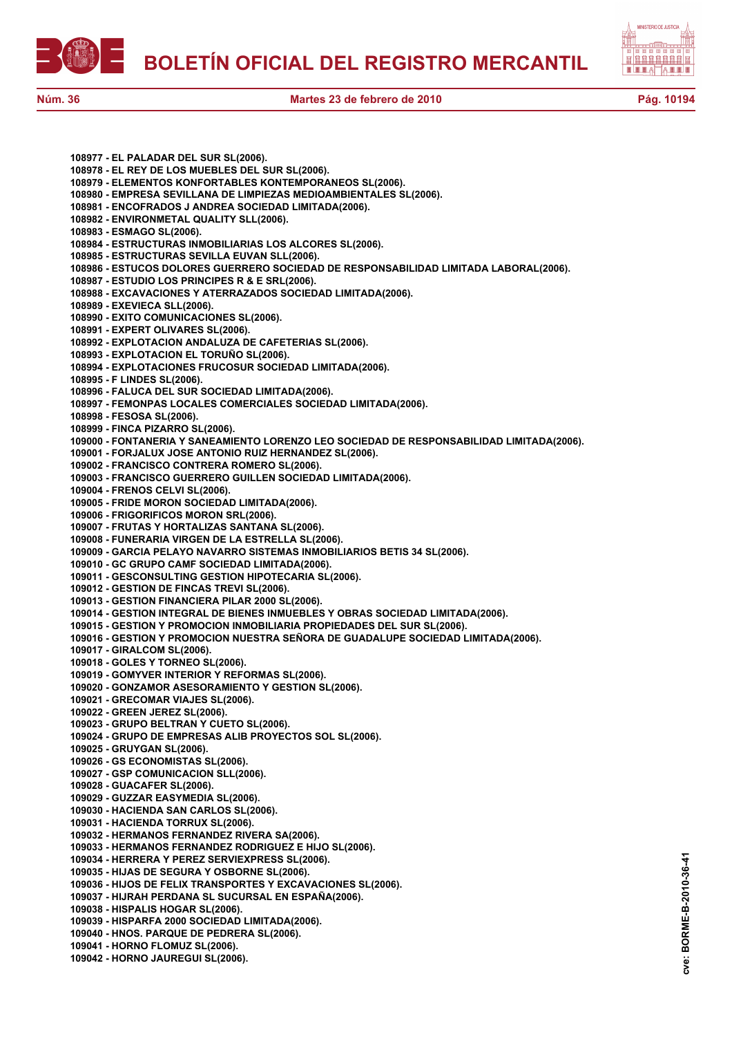**108977 - EL PALADAR DEL SUR SL(2006).**
**108978 - EL REY DE LOS MUEBLES DEL SUR SL(2006).**
**108979 - ELEMENTOS KONFORTABLES KONTEMPORANEOS SL(2006).**
**108980 - EMPRESA SEVILLANA DE LIMPIEZAS MEDIOAMBIENTALES SL(2006).**
**108981 - ENCOFRADOS J ANDREA SOCIEDAD LIMITADA(2006).**
**108982 - ENVIRONMETAL QUALITY SLL(2006).**
**108983 - ESMAGO SL(2006).**
**108984 - ESTRUCTURAS INMOBILIARIAS LOS ALCORES SL(2006).**
**108985 - ESTRUCTURAS SEVILLA EUVAN SLL(2006).**
**108986 - ESTUCOS DOLORES GUERRERO SOCIEDAD DE RESPONSABILIDAD LIMITADA LABORAL(2006).**
**108987 - ESTUDIO LOS PRINCIPES R & E SRL(2006).**
**108988 - EXCAVACIONES Y ATERRAZADOS SOCIEDAD LIMITADA(2006).**
**108989 - EXEVIECA SLL(2006).**
**108990 - EXITO COMUNICACIONES SL(2006).**
**108991 - EXPERT OLIVARES SL(2006).**
**108992 - EXPLOTACION ANDALUZA DE CAFETERIAS SL(2006).**
**108993 - EXPLOTACION EL TORUÑO SL(2006).**
**108994 - EXPLOTACIONES FRUCOSUR SOCIEDAD LIMITADA(2006).**
**108995 - F LINDES SL(2006).**
**108996 - FALUCA DEL SUR SOCIEDAD LIMITADA(2006).**
**108997 - FEMONPAS LOCALES COMERCIALES SOCIEDAD LIMITADA(2006).**
**108998 - FESOSA SL(2006).**
**108999 - FINCA PIZARRO SL(2006).**
**109000 - FONTANERIA Y SANEAMIENTO LORENZO LEO SOCIEDAD DE RESPONSABILIDAD LIMITADA(2006).**
**109001 - FORJALUX JOSE ANTONIO RUIZ HERNANDEZ SL(2006).**
**109002 - FRANCISCO CONTRERA ROMERO SL(2006).**
**109003 - FRANCISCO GUERRERO GUILLEN SOCIEDAD LIMITADA(2006).**
**109004 - FRENOS CELVI SL(2006).**
**109005 - FRIDE MORON SOCIEDAD LIMITADA(2006).**
**109006 - FRIGORIFICOS MORON SRL(2006).**
**109007 - FRUTAS Y HORTALIZAS SANTANA SL(2006).**
**109008 - FUNERARIA VIRGEN DE LA ESTRELLA SL(2006).**
**109009 - GARCIA PELAYO NAVARRO SISTEMAS INMOBILIARIOS BETIS 34 SL(2006).**
**109010 - GC GRUPO CAMF SOCIEDAD LIMITADA(2006).**
**109011 - GESCONSULTING GESTION HIPOTECARIA SL(2006).**
**109012 - GESTION DE FINCAS TREVI SL(2006).**
**109013 - GESTION FINANCIERA PILAR 2000 SL(2006).**
**109014 - GESTION INTEGRAL DE BIENES INMUEBLES Y OBRAS SOCIEDAD LIMITADA(2006).**
**109015 - GESTION Y PROMOCION INMOBILIARIA PROPIEDADES DEL SUR SL(2006).**
**109016 - GESTION Y PROMOCION NUESTRA SEÑORA DE GUADALUPE SOCIEDAD LIMITADA(2006).**
**109017 - GIRALCOM SL(2006).**
**109018 - GOLES Y TORNEO SL(2006).**
**109019 - GOMYVER INTERIOR Y REFORMAS SL(2006).**
**109020 - GONZAMOR ASESORAMIENTO Y GESTION SL(2006).**
**109021 - GRECOMAR VIAJES SL(2006).**
**109022 - GREEN JEREZ SL(2006).**
**109023 - GRUPO BELTRAN Y CUETO SL(2006).**
**109024 - GRUPO DE EMPRESAS ALIB PROYECTOS SOL SL(2006).**
**109025 - GRUYGAN SL(2006).**
**109026 - GS ECONOMISTAS SL(2006).**
**109027 - GSP COMUNICACION SLL(2006).**
**109028 - GUACAFER SL(2006).**
**109029 - GUZZAR EASYMEDIA SL(2006).**
**109030 - HACIENDA SAN CARLOS SL(2006).**
**109031 - HACIENDA TORRUX SL(2006).**
**109032 - HERMANOS FERNANDEZ RIVERA SA(2006).**
**109033 - HERMANOS FERNANDEZ RODRIGUEZ E HIJO SL(2006).**
**109034 - HERRERA Y PEREZ SERVIEXPRESS SL(2006).**
**109035 - HIJAS DE SEGURA Y OSBORNE SL(2006).**
**109036 - HIJOS DE FELIX TRANSPORTES Y EXCAVACIONES SL(2006).**
**109037 - HIJRAH PERDANA SL SUCURSAL EN ESPAÑA(2006).**
**109038 - HISPALIS HOGAR SL(2006).**
**109039 - HISPARFA 2000 SOCIEDAD LIMITADA(2006).**
**109040 - HNOS. PARQUE DE PEDRERA SL(2006).**
**109041 - HORNO FLOMUZ SL(2006).**
**109042 - HORNO JAUREGUI SL(2006).**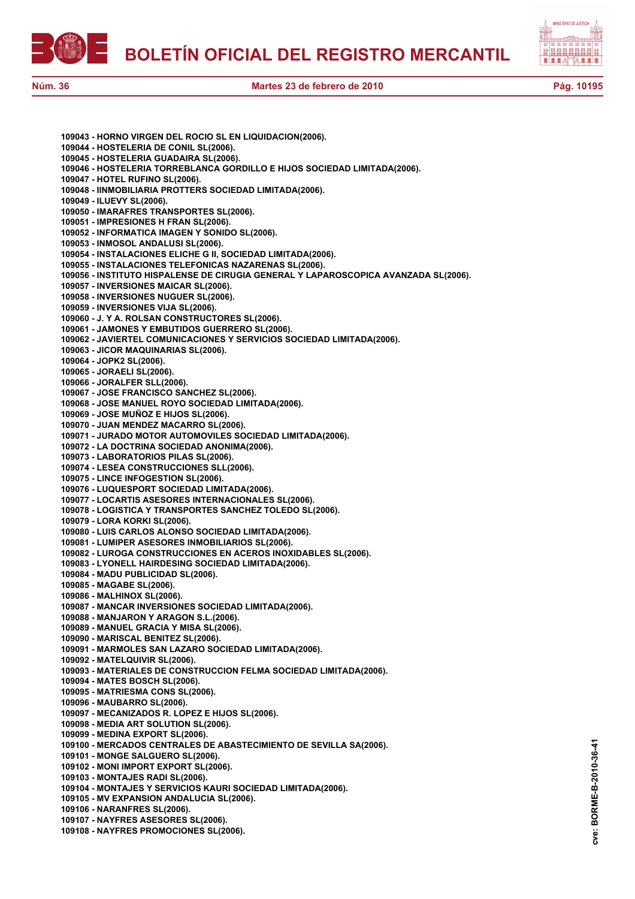109043 - HORNO VIRGEN DEL ROCIO SL EN LIQUIDACION(2006).
109044 - HOSTELERIA DE CONIL SL(2006).
109045 - HOSTELERIA GUADAIRA SL(2006).
109046 - HOSTELERIA TORREBLANCA GORDILLO E HIJOS SOCIEDAD LIMITADA(2006).
109047 - HOTEL RUFINO SL(2006).
109048 - IINMOBILIARIA PROTTERS SOCIEDAD LIMITADA(2006).
109049 - ILUEVY SL(2006).
109050 - IMARAFRES TRANSPORTES SL(2006).
109051 - IMPRESIONES H FRAN SL(2006).
109052 - INFORMATICA IMAGEN Y SONIDO SL(2006).
109053 - INMOSOL ANDALUSI SL(2006).
109054 - INSTALACIONES ELICHE G II, SOCIEDAD LIMITADA(2006).
109055 - INSTALACIONES TELEFONICAS NAZARENAS SL(2006).
109056 - INSTITUTO HISPALENSE DE CIRUGIA GENERAL Y LAPAROSCOPICA AVANZADA SL(2006).
109057 - INVERSIONES MAICAR SL(2006).
109058 - INVERSIONES NUGUER SL(2006).
109059 - INVERSIONES VIJA SL(2006).
109060 - J. Y A. ROLSAN CONSTRUCTORES SL(2006).
109061 - JAMONES Y EMBUTIDOS GUERRERO SL(2006).
109062 - JAVIERTEL COMUNICACIONES Y SERVICIOS SOCIEDAD LIMITADA(2006).
109063 - JICOR MAQUINARIAS SL(2006).
109064 - JOPK2 SL(2006).
109065 - JORAELI SL(2006).
109066 - JORALFER SLL(2006).
109067 - JOSE FRANCISCO SANCHEZ SL(2006).
109068 - JOSE MANUEL ROYO SOCIEDAD LIMITADA(2006).
109069 - JOSE MUÑOZ E HIJOS SL(2006).
109070 - JUAN MENDEZ MACARRO SL(2006).
109071 - JURADO MOTOR AUTOMOVILES SOCIEDAD LIMITADA(2006).
109072 - LA DOCTRINA SOCIEDAD ANONIMA(2006).
109073 - LABORATORIOS PILAS SL(2006).
109074 - LESEA CONSTRUCCIONES SLL(2006).
109075 - LINCE INFOGESTION SL(2006).
109076 - LUQUESPORT SOCIEDAD LIMITADA(2006).
109077 - LOCARTIS ASESORES INTERNACIONALES SL(2006).
109078 - LOGISTICA Y TRANSPORTES SANCHEZ TOLEDO SL(2006).
109079 - LORA KORKI SL(2006).
109080 - LUIS CARLOS ALONSO SOCIEDAD LIMITADA(2006).
109081 - LUMIPER ASESORES INMOBILIARIOS SL(2006).
109082 - LUROGA CONSTRUCCIONES EN ACEROS INOXIDABLES SL(2006).
109083 - LYONELL HAIRDESING SOCIEDAD LIMITADA(2006).
109084 - MADU PUBLICIDAD SL(2006).
109085 - MAGABE SL(2006).
109086 - MALHINOX SL(2006).
109087 - MANCAR INVERSIONES SOCIEDAD LIMITADA(2006).
109088 - MANJARON Y ARAGON S.L.(2006).
109089 - MANUEL GRACIA Y MISA SL(2006).
109090 - MARISCAL BENITEZ SL(2006).
109091 - MARMOLES SAN LAZARO SOCIEDAD LIMITADA(2006).
109092 - MATELQUIVIR SL(2006).
109093 - MATERIALES DE CONSTRUCCION FELMA SOCIEDAD LIMITADA(2006).
109094 - MATES BOSCH SL(2006).
109095 - MATRIESMA CONS SL(2006).
109096 - MAUBARRO SL(2006).
109097 - MECANIZADOS R. LOPEZ E HIJOS SL(2006).
109098 - MEDIA ART SOLUTION SL(2006).
109099 - MEDINA EXPORT SL(2006).
109100 - MERCADOS CENTRALES DE ABASTECIMIENTO DE SEVILLA SA(2006).
109101 - MONGE SALGUERO SL(2006).
109102 - MONI IMPORT EXPORT SL(2006).
109103 - MONTAJES RADI SL(2006).
109104 - MONTAJES Y SERVICIOS KAURI SOCIEDAD LIMITADA(2006).
109105 - MV EXPANSION ANDALUCIA SL(2006).
109106 - NARANFRES SL(2006).
109107 - NAYFRES ASESORES SL(2006).
109108 - NAYFRES PROMOCIONES SL(2006).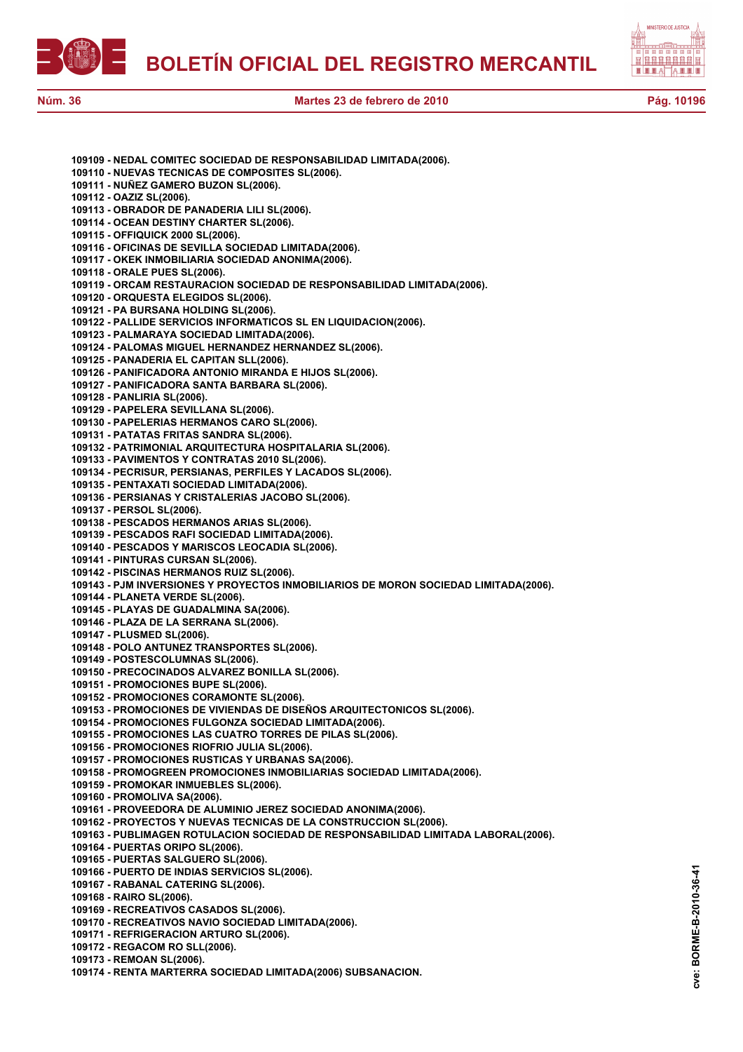**109109 - NEDAL COMITEC SOCIEDAD DE RESPONSABILIDAD LIMITADA(2006).**
**109110 - NUEVAS TECNICAS DE COMPOSITES SL(2006).**
**109111 - NUÑEZ GAMERO BUZON SL(2006).**
**109112 - OAZIZ SL(2006).**
**109113 - OBRADOR DE PANADERIA LILI SL(2006).**
**109114 - OCEAN DESTINY CHARTER SL(2006).**
**109115 - OFFIQUICK 2000 SL(2006).**
**109116 - OFICINAS DE SEVILLA SOCIEDAD LIMITADA(2006).**
**109117 - OKEK INMOBILIARIA SOCIEDAD ANONIMA(2006).**
**109118 - ORALE PUES SL(2006).**
**109119 - ORCAM RESTAURACION SOCIEDAD DE RESPONSABILIDAD LIMITADA(2006).**
**109120 - ORQUESTA ELEGIDOS SL(2006).**
**109121 - PA BURSANA HOLDING SL(2006).**
**109122 - PALLIDE SERVICIOS INFORMATICOS SL EN LIQUIDACION(2006).**
**109123 - PALMARAYA SOCIEDAD LIMITADA(2006).**
**109124 - PALOMAS MIGUEL HERNANDEZ HERNANDEZ SL(2006).**
**109125 - PANADERIA EL CAPITAN SLL(2006).**
**109126 - PANIFICADORA ANTONIO MIRANDA E HIJOS SL(2006).**
**109127 - PANIFICADORA SANTA BARBARA SL(2006).**
**109128 - PANLIRIA SL(2006).**
**109129 - PAPELERA SEVILLANA SL(2006).**
**109130 - PAPELERIAS HERMANOS CARO SL(2006).**
**109131 - PATATAS FRITAS SANDRA SL(2006).**
**109132 - PATRIMONIAL ARQUITECTURA HOSPITALARIA SL(2006).**
**109133 - PAVIMENTOS Y CONTRATAS 2010 SL(2006).**
**109134 - PECRISUR, PERSIANAS, PERFILES Y LACADOS SL(2006).**
**109135 - PENTAXATI SOCIEDAD LIMITADA(2006).**
**109136 - PERSIANAS Y CRISTALERIAS JACOBO SL(2006).**
**109137 - PERSOL SL(2006).**
**109138 - PESCADOS HERMANOS ARIAS SL(2006).**
**109139 - PESCADOS RAFI SOCIEDAD LIMITADA(2006).**
**109140 - PESCADOS Y MARISCOS LEOCADIA SL(2006).**
**109141 - PINTURAS CURSAN SL(2006).**
**109142 - PISCINAS HERMANOS RUIZ SL(2006).**
**109143 - PJM INVERSIONES Y PROYECTOS INMOBILIARIOS DE MORON SOCIEDAD LIMITADA(2006).**
**109144 - PLANETA VERDE SL(2006).**
**109145 - PLAYAS DE GUADALMINA SA(2006).**
**109146 - PLAZA DE LA SERRANA SL(2006).**
**109147 - PLUSMED SL(2006).**
**109148 - POLO ANTUNEZ TRANSPORTES SL(2006).**
**109149 - POSTESCOLUMNAS SL(2006).**
**109150 - PRECOCINADOS ALVAREZ BONILLA SL(2006).**
**109151 - PROMOCIONES BUPE SL(2006).**
**109152 - PROMOCIONES CORAMONTE SL(2006).**
**109153 - PROMOCIONES DE VIVIENDAS DE DISEÑOS ARQUITECTONICOS SL(2006).**
**109154 - PROMOCIONES FULGONZA SOCIEDAD LIMITADA(2006).**
**109155 - PROMOCIONES LAS CUATRO TORRES DE PILAS SL(2006).**
**109156 - PROMOCIONES RIOFRIO JULIA SL(2006).**
**109157 - PROMOCIONES RUSTICAS Y URBANAS SA(2006).**
**109158 - PROMOGREEN PROMOCIONES INMOBILIARIAS SOCIEDAD LIMITADA(2006).**
**109159 - PROMOKAR INMUEBLES SL(2006).**
**109160 - PROMOLIVA SA(2006).**
**109161 - PROVEEDORA DE ALUMINIO JEREZ SOCIEDAD ANONIMA(2006).**
**109162 - PROYECTOS Y NUEVAS TECNICAS DE LA CONSTRUCCION SL(2006).**
**109163 - PUBLIMAGEN ROTULACION SOCIEDAD DE RESPONSABILIDAD LIMITADA LABORAL(2006).**
**109164 - PUERTAS ORIPO SL(2006).**
**109165 - PUERTAS SALGUERO SL(2006).**
**109166 - PUERTO DE INDIAS SERVICIOS SL(2006).**
**109167 - RABANAL CATERING SL(2006).**
**109168 - RAIRO SL(2006).**
**109169 - RECREATIVOS CASADOS SL(2006).**
**109170 - RECREATIVOS NAVIO SOCIEDAD LIMITADA(2006).**
**109171 - REFRIGERACION ARTURO SL(2006).**
**109172 - REGACOM RO SLL(2006).**
**109173 - REMOAN SL(2006).**
**109174 - RENTA MARTERRA SOCIEDAD LIMITADA(2006) SUBSANACION.**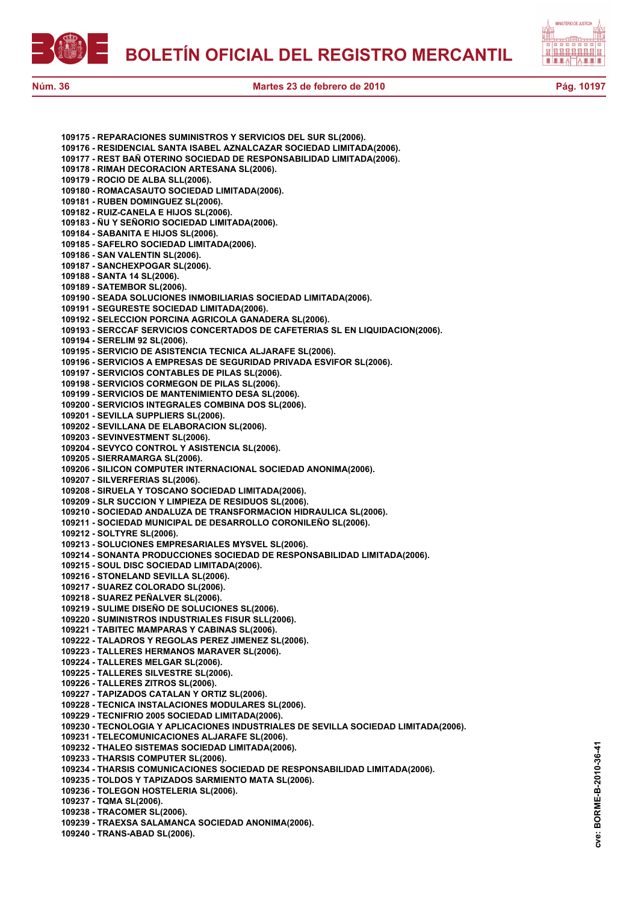**109175 - REPARACIONES SUMINISTROS Y SERVICIOS DEL SUR SL(2006).**
**109176 - RESIDENCIAL SANTA ISABEL AZNALCAZAR SOCIEDAD LIMITADA(2006).**
**109177 - REST BAÑ OTERINO SOCIEDAD DE RESPONSABILIDAD LIMITADA(2006).**
**109178 - RIMAH DECORACION ARTESANA SL(2006).**
**109179 - ROCIO DE ALBA SLL(2006).**
**109180 - ROMACASAUTO SOCIEDAD LIMITADA(2006).**
**109181 - RUBEN DOMINGUEZ SL(2006).**
**109182 - RUIZ-CANELA E HIJOS SL(2006).**
**109183 - ÑU Y SEÑORIO SOCIEDAD LIMITADA(2006).**
**109184 - SABANITA E HIJOS SL(2006).**
**109185 - SAFELRO SOCIEDAD LIMITADA(2006).**
**109186 - SAN VALENTIN SL(2006).**
**109187 - SANCHEXPOGAR SL(2006).**
**109188 - SANTA 14 SL(2006).**
**109189 - SATEMBOR SL(2006).**
**109190 - SEADA SOLUCIONES INMOBILIARIAS SOCIEDAD LIMITADA(2006).**
**109191 - SEGURESTE SOCIEDAD LIMITADA(2006).**
**109192 - SELECCION PORCINA AGRICOLA GANADERA SL(2006).**
**109193 - SERCCAF SERVICIOS CONCERTADOS DE CAFETERIAS SL EN LIQUIDACION(2006).**
**109194 - SERELIM 92 SL(2006).**
**109195 - SERVICIO DE ASISTENCIA TECNICA ALJARAFE SL(2006).**
**109196 - SERVICIOS A EMPRESAS DE SEGURIDAD PRIVADA ESVIFOR SL(2006).**
**109197 - SERVICIOS CONTABLES DE PILAS SL(2006).**
**109198 - SERVICIOS CORMEGON DE PILAS SL(2006).**
**109199 - SERVICIOS DE MANTENIMIENTO DESA SL(2006).**
**109200 - SERVICIOS INTEGRALES COMBINA DOS SL(2006).**
**109201 - SEVILLA SUPPLIERS SL(2006).**
**109202 - SEVILLANA DE ELABORACION SL(2006).**
**109203 - SEVINVESTMENT SL(2006).**
**109204 - SEVYCO CONTROL Y ASISTENCIA SL(2006).**
**109205 - SIERRAMARGA SL(2006).**
**109206 - SILICON COMPUTER INTERNACIONAL SOCIEDAD ANONIMA(2006).**
**109207 - SILVERFERIAS SL(2006).**
**109208 - SIRUELA Y TOSCANO SOCIEDAD LIMITADA(2006).**
**109209 - SLR SUCCION Y LIMPIEZA DE RESIDUOS SL(2006).**
**109210 - SOCIEDAD ANDALUZA DE TRANSFORMACION HIDRAULICA SL(2006).**
**109211 - SOCIEDAD MUNICIPAL DE DESARROLLO CORONILEÑO SL(2006).**
**109212 - SOLTYRE SL(2006).**
**109213 - SOLUCIONES EMPRESARIALES MYSVEL SL(2006).**
**109214 - SONANTA PRODUCCIONES SOCIEDAD DE RESPONSABILIDAD LIMITADA(2006).**
**109215 - SOUL DISC SOCIEDAD LIMITADA(2006).**
**109216 - STONELAND SEVILLA SL(2006).**
**109217 - SUAREZ COLORADO SL(2006).**
**109218 - SUAREZ PEÑALVER SL(2006).**
**109219 - SULIME DISEÑO DE SOLUCIONES SL(2006).**
**109220 - SUMINISTROS INDUSTRIALES FISUR SLL(2006).**
**109221 - TABITEC MAMPARAS Y CABINAS SL(2006).**
**109222 - TALADROS Y REGOLAS PEREZ JIMENEZ SL(2006).**
**109223 - TALLERES HERMANOS MARAVER SL(2006).**
**109224 - TALLERES MELGAR SL(2006).**
**109225 - TALLERES SILVESTRE SL(2006).**
**109226 - TALLERES ZITROS SL(2006).**
**109227 - TAPIZADOS CATALAN Y ORTIZ SL(2006).**
**109228 - TECNICA INSTALACIONES MODULARES SL(2006).**
**109229 - TECNIFRIO 2005 SOCIEDAD LIMITADA(2006).**
**109230 - TECNOLOGIA Y APLICACIONES INDUSTRIALES DE SEVILLA SOCIEDAD LIMITADA(2006).**
**109231 - TELECOMUNICACIONES ALJARAFE SL(2006).**
**109232 - THALEO SISTEMAS SOCIEDAD LIMITADA(2006).**
**109233 - THARSIS COMPUTER SL(2006).**
**109234 - THARSIS COMUNICACIONES SOCIEDAD DE RESPONSABILIDAD LIMITADA(2006).**
**109235 - TOLDOS Y TAPIZADOS SARMIENTO MATA SL(2006).**
**109236 - TOLEGON HOSTELERIA SL(2006).**
**109237 - TQMA SL(2006).**
**109238 - TRACOMER SL(2006).**
**109239 - TRAEXSA SALAMANCA SOCIEDAD ANONIMA(2006).**
**109240 - TRANS-ABAD SL(2006).**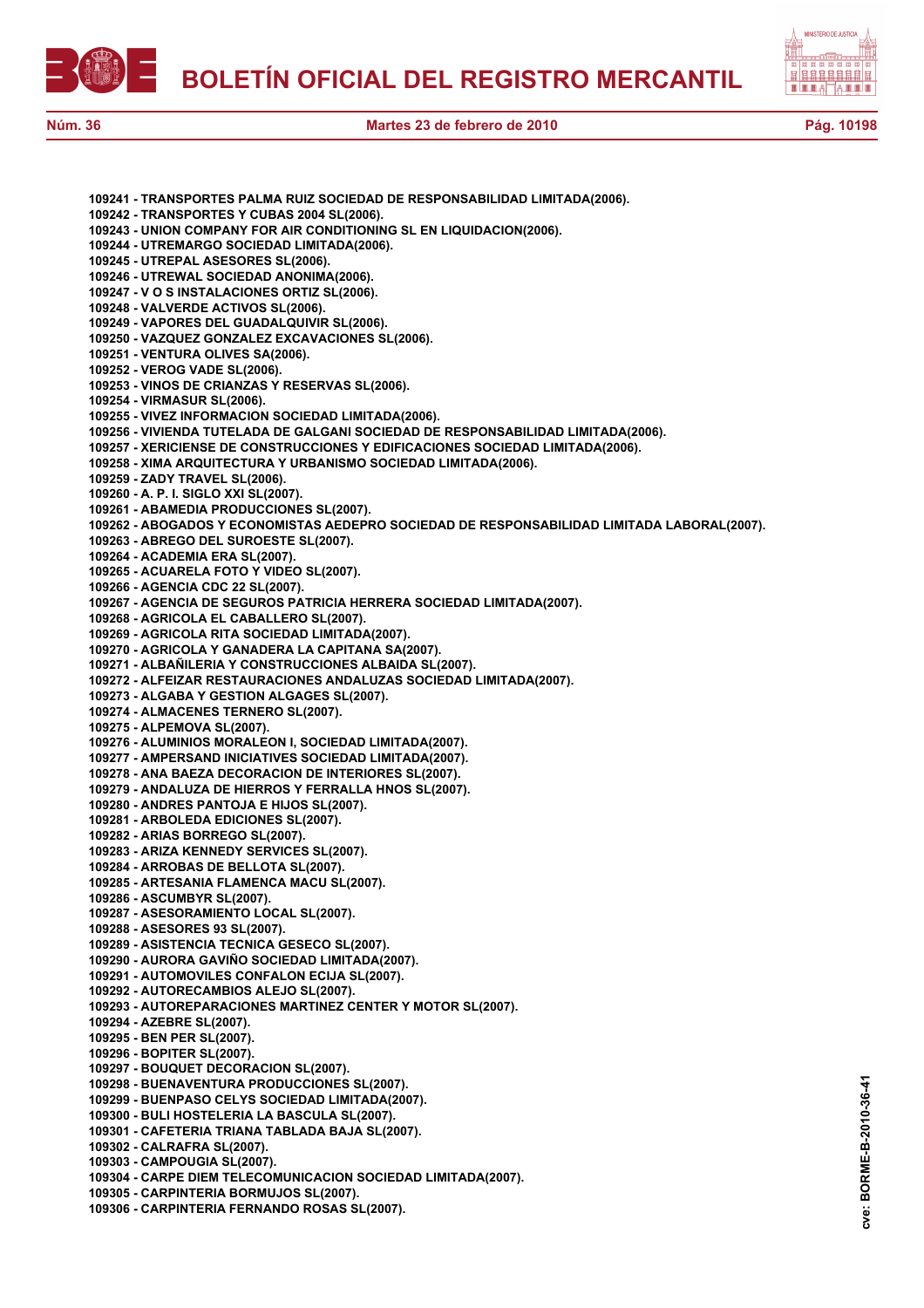**109241 - TRANSPORTES PALMA RUIZ SOCIEDAD DE RESPONSABILIDAD LIMITADA(2006).**
**109242 - TRANSPORTES Y CUBAS 2004 SL(2006).**
**109243 - UNION COMPANY FOR AIR CONDITIONING SL EN LIQUIDACION(2006).**
**109244 - UTREMARGO SOCIEDAD LIMITADA(2006).**
**109245 - UTREPAL ASESORES SL(2006).**
**109246 - UTREWAL SOCIEDAD ANONIMA(2006).**
**109247 - V O S INSTALACIONES ORTIZ SL(2006).**
**109248 - VALVERDE ACTIVOS SL(2006).**
**109249 - VAPORES DEL GUADALQUIVIR SL(2006).**
**109250 - VAZQUEZ GONZALEZ EXCAVACIONES SL(2006).**
**109251 - VENTURA OLIVES SA(2006).**
**109252 - VEROG VADE SL(2006).**
**109253 - VINOS DE CRIANZAS Y RESERVAS SL(2006).**
**109254 - VIRMASUR SL(2006).**
**109255 - VIVEZ INFORMACION SOCIEDAD LIMITADA(2006).**
**109256 - VIVIENDA TUTELADA DE GALGANI SOCIEDAD DE RESPONSABILIDAD LIMITADA(2006).**
**109257 - XERICIENSE DE CONSTRUCCIONES Y EDIFICACIONES SOCIEDAD LIMITADA(2006).**
**109258 - XIMA ARQUITECTURA Y URBANISMO SOCIEDAD LIMITADA(2006).**
**109259 - ZADY TRAVEL SL(2006).**
**109260 - A. P. I. SIGLO XXI SL(2007).**
**109261 - ABAMEDIA PRODUCCIONES SL(2007).**
**109262 - ABOGADOS Y ECONOMISTAS AEDEPRO SOCIEDAD DE RESPONSABILIDAD LIMITADA LABORAL(2007).**
**109263 - ABREGO DEL SUROESTE SL(2007).**
**109264 - ACADEMIA ERA SL(2007).**
**109265 - ACUARELA FOTO Y VIDEO SL(2007).**
**109266 - AGENCIA CDC 22 SL(2007).**
**109267 - AGENCIA DE SEGUROS PATRICIA HERRERA SOCIEDAD LIMITADA(2007).**
**109268 - AGRICOLA EL CABALLERO SL(2007).**
**109269 - AGRICOLA RITA SOCIEDAD LIMITADA(2007).**
**109270 - AGRICOLA Y GANADERA LA CAPITANA SA(2007).**
**109271 - ALBAÑILERIA Y CONSTRUCCIONES ALBAIDA SL(2007).**
**109272 - ALFEIZAR RESTAURACIONES ANDALUZAS SOCIEDAD LIMITADA(2007).**
**109273 - ALGABA Y GESTION ALGAGES SL(2007).**
**109274 - ALMACENES TERNERO SL(2007).**
**109275 - ALPEMOVA SL(2007).**
**109276 - ALUMINIOS MORALEON I, SOCIEDAD LIMITADA(2007).**
**109277 - AMPERSAND INICIATIVES SOCIEDAD LIMITADA(2007).**
**109278 - ANA BAEZA DECORACION DE INTERIORES SL(2007).**
**109279 - ANDALUZA DE HIERROS Y FERRALLA HNOS SL(2007).**
**109280 - ANDRES PANTOJA E HIJOS SL(2007).**
**109281 - ARBOLEDA EDICIONES SL(2007).**
**109282 - ARIAS BORREGO SL(2007).**
**109283 - ARIZA KENNEDY SERVICES SL(2007).**
**109284 - ARROBAS DE BELLOTA SL(2007).**
**109285 - ARTESANIA FLAMENCA MACU SL(2007).**
**109286 - ASCUMBYR SL(2007).**
**109287 - ASESORAMIENTO LOCAL SL(2007).**
**109288 - ASESORES 93 SL(2007).**
**109289 - ASISTENCIA TECNICA GESECO SL(2007).**
**109290 - AURORA GAVIÑO SOCIEDAD LIMITADA(2007).**
**109291 - AUTOMOVILES CONFALON ECIJA SL(2007).**
**109292 - AUTORECAMBIOS ALEJO SL(2007).**
**109293 - AUTOREPARACIONES MARTINEZ CENTER Y MOTOR SL(2007).**
**109294 - AZEBRE SL(2007).**
**109295 - BEN PER SL(2007).**
**109296 - BOPITER SL(2007).**
**109297 - BOUQUET DECORACION SL(2007).**
**109298 - BUENAVENTURA PRODUCCIONES SL(2007).**
**109299 - BUENPASO CELYS SOCIEDAD LIMITADA(2007).**
**109300 - BULI HOSTELERIA LA BASCULA SL(2007).**
**109301 - CAFETERIA TRIANA TABLADA BAJA SL(2007).**
**109302 - CALRAFRA SL(2007).**
**109303 - CAMPOUGIA SL(2007).**
**109304 - CARPE DIEM TELECOMUNICACION SOCIEDAD LIMITADA(2007).**
**109305 - CARPINTERIA BORMUJOS SL(2007).**
**109306 - CARPINTERIA FERNANDO ROSAS SL(2007).**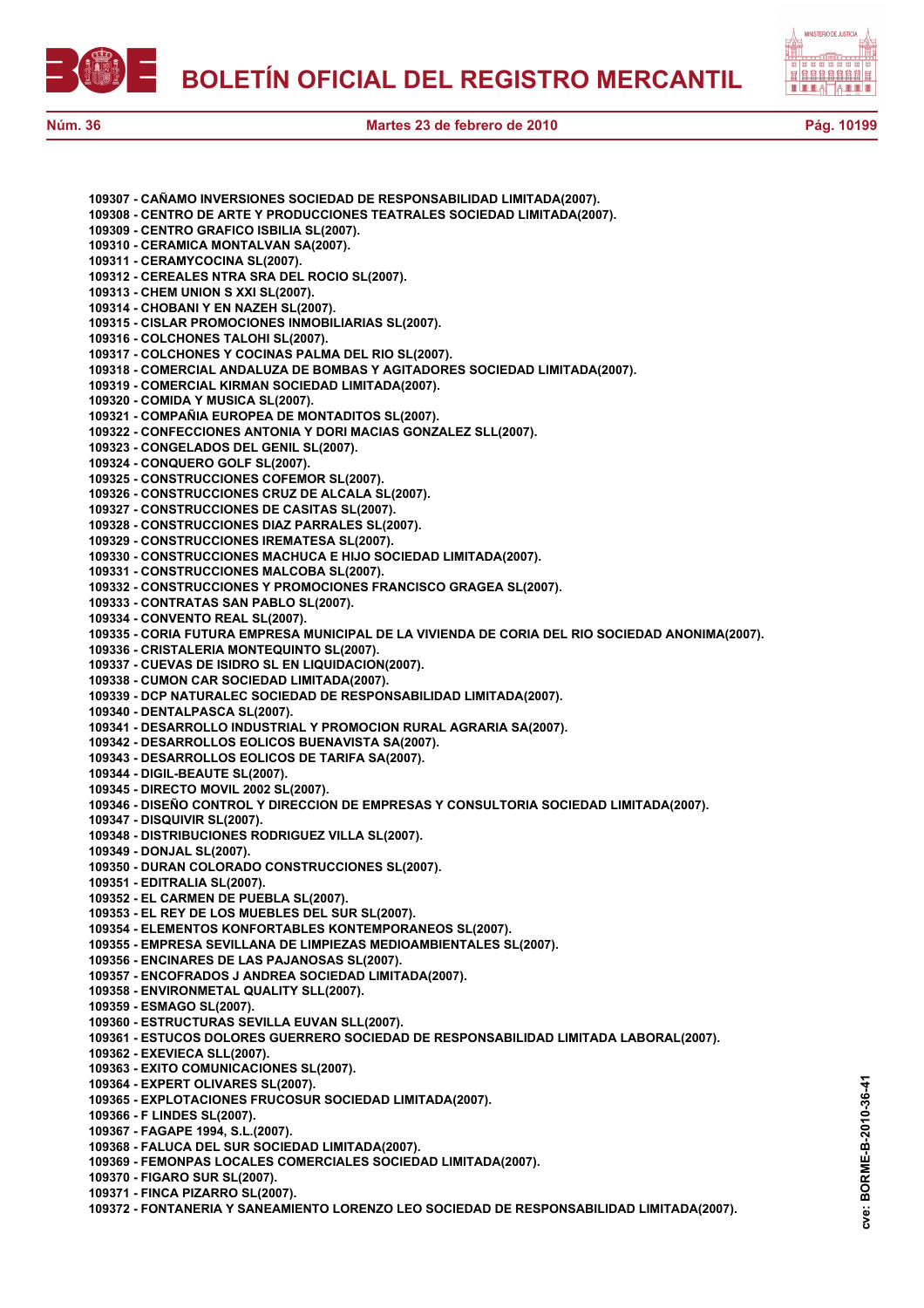**109307 - CAÑAMO INVERSIONES SOCIEDAD DE RESPONSABILIDAD LIMITADA(2007).**
**109308 - CENTRO DE ARTE Y PRODUCCIONES TEATRALES SOCIEDAD LIMITADA(2007).**
**109309 - CENTRO GRAFICO ISBILIA SL(2007).**
**109310 - CERAMICA MONTALVAN SA(2007).**
**109311 - CERAMYCOCINA SL(2007).**
**109312 - CEREALES NTRA SRA DEL ROCIO SL(2007).**
**109313 - CHEM UNION S XXI SL(2007).**
**109314 - CHOBANI Y EN NAZEH SL(2007).**
**109315 - CISLAR PROMOCIONES INMOBILIARIAS SL(2007).**
**109316 - COLCHONES TALOHI SL(2007).**
**109317 - COLCHONES Y COCINAS PALMA DEL RIO SL(2007).**
**109318 - COMERCIAL ANDALUZA DE BOMBAS Y AGITADORES SOCIEDAD LIMITADA(2007).**
**109319 - COMERCIAL KIRMAN SOCIEDAD LIMITADA(2007).**
**109320 - COMIDA Y MUSICA SL(2007).**
**109321 - COMPAÑIA EUROPEA DE MONTADITOS SL(2007).**
**109322 - CONFECCIONES ANTONIA Y DORI MACIAS GONZALEZ SLL(2007).**
**109323 - CONGELADOS DEL GENIL SL(2007).**
**109324 - CONQUERO GOLF SL(2007).**
**109325 - CONSTRUCCIONES COFEMOR SL(2007).**
**109326 - CONSTRUCCIONES CRUZ DE ALCALA SL(2007).**
**109327 - CONSTRUCCIONES DE CASITAS SL(2007).**
**109328 - CONSTRUCCIONES DIAZ PARRALES SL(2007).**
**109329 - CONSTRUCCIONES IREMATESA SL(2007).**
**109330 - CONSTRUCCIONES MACHUCA E HIJO SOCIEDAD LIMITADA(2007).**
**109331 - CONSTRUCCIONES MALCOBA SL(2007).**
**109332 - CONSTRUCCIONES Y PROMOCIONES FRANCISCO GRAGEA SL(2007).**
**109333 - CONTRATAS SAN PABLO SL(2007).**
**109334 - CONVENTO REAL SL(2007).**
**109335 - CORIA FUTURA EMPRESA MUNICIPAL DE LA VIVIENDA DE CORIA DEL RIO SOCIEDAD ANONIMA(2007).**
**109336 - CRISTALERIA MONTEQUINTO SL(2007).**
**109337 - CUEVAS DE ISIDRO SL EN LIQUIDACION(2007).**
**109338 - CUMON CAR SOCIEDAD LIMITADA(2007).**
**109339 - DCP NATURALEC SOCIEDAD DE RESPONSABILIDAD LIMITADA(2007).**
**109340 - DENTALPASCA SL(2007).**
**109341 - DESARROLLO INDUSTRIAL Y PROMOCION RURAL AGRARIA SA(2007).**
**109342 - DESARROLLOS EOLICOS BUENAVISTA SA(2007).**
**109343 - DESARROLLOS EOLICOS DE TARIFA SA(2007).**
**109344 - DIGIL-BEAUTE SL(2007).**
**109345 - DIRECTO MOVIL 2002 SL(2007).**
**109346 - DISEÑO CONTROL Y DIRECCION DE EMPRESAS Y CONSULTORIA SOCIEDAD LIMITADA(2007).**
**109347 - DISQUIVIR SL(2007).**
**109348 - DISTRIBUCIONES RODRIGUEZ VILLA SL(2007).**
**109349 - DONJAL SL(2007).**
**109350 - DURAN COLORADO CONSTRUCCIONES SL(2007).**
**109351 - EDITRALIA SL(2007).**
**109352 - EL CARMEN DE PUEBLA SL(2007).**
**109353 - EL REY DE LOS MUEBLES DEL SUR SL(2007).**
**109354 - ELEMENTOS KONFORTABLES KONTEMPORANEOS SL(2007).**
**109355 - EMPRESA SEVILLANA DE LIMPIEZAS MEDIOAMBIENTALES SL(2007).**
**109356 - ENCINARES DE LAS PAJANOSAS SL(2007).**
**109357 - ENCOFRADOS J ANDREA SOCIEDAD LIMITADA(2007).**
**109358 - ENVIRONMETAL QUALITY SLL(2007).**
**109359 - ESMAGO SL(2007).**
**109360 - ESTRUCTURAS SEVILLA EUVAN SLL(2007).**
**109361 - ESTUCOS DOLORES GUERRERO SOCIEDAD DE RESPONSABILIDAD LIMITADA LABORAL(2007).**
**109362 - EXEVIECA SLL(2007).**
**109363 - EXITO COMUNICACIONES SL(2007).**
**109364 - EXPERT OLIVARES SL(2007).**
**109365 - EXPLOTACIONES FRUCOSUR SOCIEDAD LIMITADA(2007).**
**109366 - F LINDES SL(2007).**
**109367 - FAGAPE 1994, S.L.(2007).**
**109368 - FALUCA DEL SUR SOCIEDAD LIMITADA(2007).**
**109369 - FEMONPAS LOCALES COMERCIALES SOCIEDAD LIMITADA(2007).**
**109370 - FIGARO SUR SL(2007).**
**109371 - FINCA PIZARRO SL(2007).**
**109372 - FONTANERIA Y SANEAMIENTO LORENZO LEO SOCIEDAD DE RESPONSABILIDAD LIMITADA(2007).**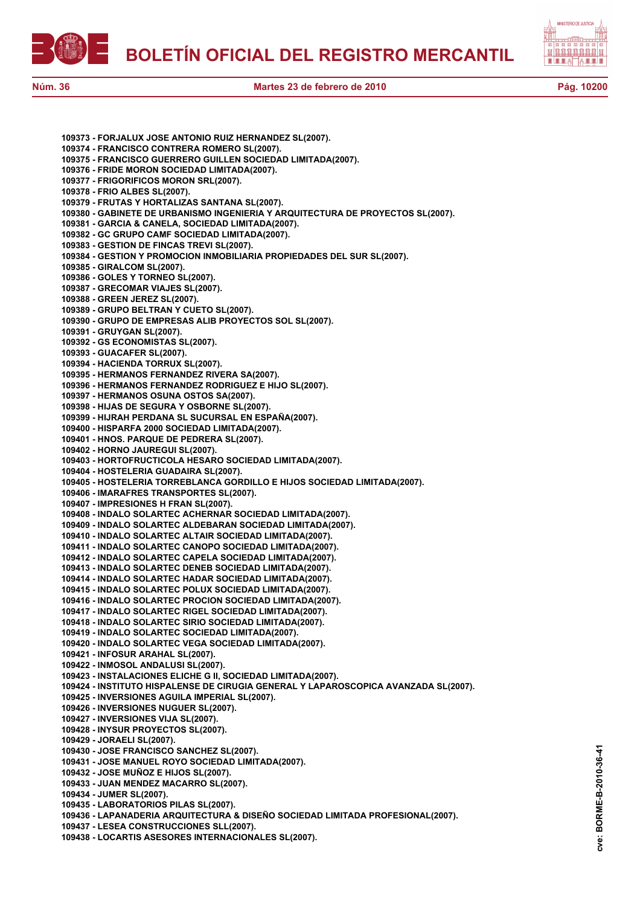**109373 - FORJALUX JOSE ANTONIO RUIZ HERNANDEZ SL(2007).**
**109374 - FRANCISCO CONTRERA ROMERO SL(2007).**
**109375 - FRANCISCO GUERRERO GUILLEN SOCIEDAD LIMITADA(2007).**
**109376 - FRIDE MORON SOCIEDAD LIMITADA(2007).**
**109377 - FRIGORIFICOS MORON SRL(2007).**
**109378 - FRIO ALBES SL(2007).**
**109379 - FRUTAS Y HORTALIZAS SANTANA SL(2007).**
**109380 - GABINETE DE URBANISMO INGENIERIA Y ARQUITECTURA DE PROYECTOS SL(2007).**
**109381 - GARCIA & CANELA, SOCIEDAD LIMITADA(2007).**
**109382 - GC GRUPO CAMF SOCIEDAD LIMITADA(2007).**
**109383 - GESTION DE FINCAS TREVI SL(2007).**
**109384 - GESTION Y PROMOCION INMOBILIARIA PROPIEDADES DEL SUR SL(2007).**
**109385 - GIRALCOM SL(2007).**
**109386 - GOLES Y TORNEO SL(2007).**
**109387 - GRECOMAR VIAJES SL(2007).**
**109388 - GREEN JEREZ SL(2007).**
**109389 - GRUPO BELTRAN Y CUETO SL(2007).**
**109390 - GRUPO DE EMPRESAS ALIB PROYECTOS SOL SL(2007).**
**109391 - GRUYGAN SL(2007).**
**109392 - GS ECONOMISTAS SL(2007).**
**109393 - GUACAFER SL(2007).**
**109394 - HACIENDA TORRUX SL(2007).**
**109395 - HERMANOS FERNANDEZ RIVERA SA(2007).**
**109396 - HERMANOS FERNANDEZ RODRIGUEZ E HIJO SL(2007).**
**109397 - HERMANOS OSUNA OSTOS SA(2007).**
**109398 - HIJAS DE SEGURA Y OSBORNE SL(2007).**
**109399 - HIJRAH PERDANA SL SUCURSAL EN ESPAÑA(2007).**
**109400 - HISPARFA 2000 SOCIEDAD LIMITADA(2007).**
**109401 - HNOS. PARQUE DE PEDRERA SL(2007).**
**109402 - HORNO JAUREGUI SL(2007).**
**109403 - HORTOFRUCTICOLA HESARO SOCIEDAD LIMITADA(2007).**
**109404 - HOSTELERIA GUADAIRA SL(2007).**
**109405 - HOSTELERIA TORREBLANCA GORDILLO E HIJOS SOCIEDAD LIMITADA(2007).**
**109406 - IMARAFRES TRANSPORTES SL(2007).**
**109407 - IMPRESIONES H FRAN SL(2007).**
**109408 - INDALO SOLARTEC ACHERNAR SOCIEDAD LIMITADA(2007).**
**109409 - INDALO SOLARTEC ALDEBARAN SOCIEDAD LIMITADA(2007).**
**109410 - INDALO SOLARTEC ALTAIR SOCIEDAD LIMITADA(2007).**
**109411 - INDALO SOLARTEC CANOPO SOCIEDAD LIMITADA(2007).**
**109412 - INDALO SOLARTEC CAPELA SOCIEDAD LIMITADA(2007).**
**109413 - INDALO SOLARTEC DENEB SOCIEDAD LIMITADA(2007).**
**109414 - INDALO SOLARTEC HADAR SOCIEDAD LIMITADA(2007).**
**109415 - INDALO SOLARTEC POLUX SOCIEDAD LIMITADA(2007).**
**109416 - INDALO SOLARTEC PROCION SOCIEDAD LIMITADA(2007).**
**109417 - INDALO SOLARTEC RIGEL SOCIEDAD LIMITADA(2007).**
**109418 - INDALO SOLARTEC SIRIO SOCIEDAD LIMITADA(2007).**
**109419 - INDALO SOLARTEC SOCIEDAD LIMITADA(2007).**
**109420 - INDALO SOLARTEC VEGA SOCIEDAD LIMITADA(2007).**
**109421 - INFOSUR ARAHAL SL(2007).**
**109422 - INMOSOL ANDALUSI SL(2007).**
**109423 - INSTALACIONES ELICHE G II, SOCIEDAD LIMITADA(2007).**
**109424 - INSTITUTO HISPALENSE DE CIRUGIA GENERAL Y LAPAROSCOPICA AVANZADA SL(2007).**
**109425 - INVERSIONES AGUILA IMPERIAL SL(2007).**
**109426 - INVERSIONES NUGUER SL(2007).**
**109427 - INVERSIONES VIJA SL(2007).**
**109428 - INYSUR PROYECTOS SL(2007).**
**109429 - JORAELI SL(2007).**
**109430 - JOSE FRANCISCO SANCHEZ SL(2007).**
**109431 - JOSE MANUEL ROYO SOCIEDAD LIMITADA(2007).**
**109432 - JOSE MUÑOZ E HIJOS SL(2007).**
**109433 - JUAN MENDEZ MACARRO SL(2007).**
**109434 - JUMER SL(2007).**
**109435 - LABORATORIOS PILAS SL(2007).**
**109436 - LAPANADERIA ARQUITECTURA & DISEÑO SOCIEDAD LIMITADA PROFESIONAL(2007).**
**109437 - LESEA CONSTRUCCIONES SLL(2007).**
**109438 - LOCARTIS ASESORES INTERNACIONALES SL(2007).**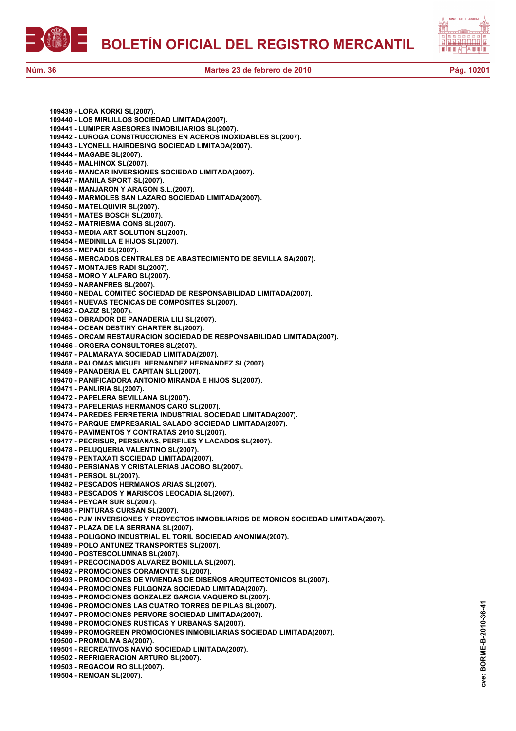**109439 - LORA KORKI SL(2007).**
**109440 - LOS MIRLILLOS SOCIEDAD LIMITADA(2007).**
**109441 - LUMIPER ASESORES INMOBILIARIOS SL(2007).**
**109442 - LUROGA CONSTRUCCIONES EN ACEROS INOXIDABLES SL(2007).**
**109443 - LYONELL HAIRDESING SOCIEDAD LIMITADA(2007).**
**109444 - MAGABE SL(2007).**
**109445 - MALHINOX SL(2007).**
**109446 - MANCAR INVERSIONES SOCIEDAD LIMITADA(2007).**
**109447 - MANILA SPORT SL(2007).**
**109448 - MANJARON Y ARAGON S.L.(2007).**
**109449 - MARMOLES SAN LAZARO SOCIEDAD LIMITADA(2007).**
**109450 - MATELQUIVIR SL(2007).**
**109451 - MATES BOSCH SL(2007).**
**109452 - MATRIESMA CONS SL(2007).**
**109453 - MEDIA ART SOLUTION SL(2007).**
**109454 - MEDINILLA E HIJOS SL(2007).**
**109455 - MEPADI SL(2007).**
**109456 - MERCADOS CENTRALES DE ABASTECIMIENTO DE SEVILLA SA(2007).**
**109457 - MONTAJES RADI SL(2007).**
**109458 - MORO Y ALFARO SL(2007).**
**109459 - NARANFRES SL(2007).**
**109460 - NEDAL COMITEC SOCIEDAD DE RESPONSABILIDAD LIMITADA(2007).**
**109461 - NUEVAS TECNICAS DE COMPOSITES SL(2007).**
**109462 - OAZIZ SL(2007).**
**109463 - OBRADOR DE PANADERIA LILI SL(2007).**
**109464 - OCEAN DESTINY CHARTER SL(2007).**
**109465 - ORCAM RESTAURACION SOCIEDAD DE RESPONSABILIDAD LIMITADA(2007).**
**109466 - ORGERA CONSULTORES SL(2007).**
**109467 - PALMARAYA SOCIEDAD LIMITADA(2007).**
**109468 - PALOMAS MIGUEL HERNANDEZ HERNANDEZ SL(2007).**
**109469 - PANADERIA EL CAPITAN SLL(2007).**
**109470 - PANIFICADORA ANTONIO MIRANDA E HIJOS SL(2007).**
**109471 - PANLIRIA SL(2007).**
**109472 - PAPELERA SEVILLANA SL(2007).**
**109473 - PAPELERIAS HERMANOS CARO SL(2007).**
**109474 - PAREDES FERRETERIA INDUSTRIAL SOCIEDAD LIMITADA(2007).**
**109475 - PARQUE EMPRESARIAL SALADO SOCIEDAD LIMITADA(2007).**
**109476 - PAVIMENTOS Y CONTRATAS 2010 SL(2007).**
**109477 - PECRISUR, PERSIANAS, PERFILES Y LACADOS SL(2007).**
**109478 - PELUQUERIA VALENTINO SL(2007).**
**109479 - PENTAXATI SOCIEDAD LIMITADA(2007).**
**109480 - PERSIANAS Y CRISTALERIAS JACOBO SL(2007).**
**109481 - PERSOL SL(2007).**
**109482 - PESCADOS HERMANOS ARIAS SL(2007).**
**109483 - PESCADOS Y MARISCOS LEOCADIA SL(2007).**
**109484 - PEYCAR SUR SL(2007).**
**109485 - PINTURAS CURSAN SL(2007).**
**109486 - PJM INVERSIONES Y PROYECTOS INMOBILIARIOS DE MORON SOCIEDAD LIMITADA(2007).**
**109487 - PLAZA DE LA SERRANA SL(2007).**
**109488 - POLIGONO INDUSTRIAL EL TORIL SOCIEDAD ANONIMA(2007).**
**109489 - POLO ANTUNEZ TRANSPORTES SL(2007).**
**109490 - POSTESCOLUMNAS SL(2007).**
**109491 - PRECOCINADOS ALVAREZ BONILLA SL(2007).**
**109492 - PROMOCIONES CORAMONTE SL(2007).**
**109493 - PROMOCIONES DE VIVIENDAS DE DISEÑOS ARQUITECTONICOS SL(2007).**
**109494 - PROMOCIONES FULGONZA SOCIEDAD LIMITADA(2007).**
**109495 - PROMOCIONES GONZALEZ GARCIA VAQUERO SL(2007).**
**109496 - PROMOCIONES LAS CUATRO TORRES DE PILAS SL(2007).**
**109497 - PROMOCIONES PERVORE SOCIEDAD LIMITADA(2007).**
**109498 - PROMOCIONES RUSTICAS Y URBANAS SA(2007).**
**109499 - PROMOGREEN PROMOCIONES INMOBILIARIAS SOCIEDAD LIMITADA(2007).**
**109500 - PROMOLIVA SA(2007).**
**109501 - RECREATIVOS NAVIO SOCIEDAD LIMITADA(2007).**
**109502 - REFRIGERACION ARTURO SL(2007).**
**109503 - REGACOM RO SLL(2007).**
**109504 - REMOAN SL(2007).**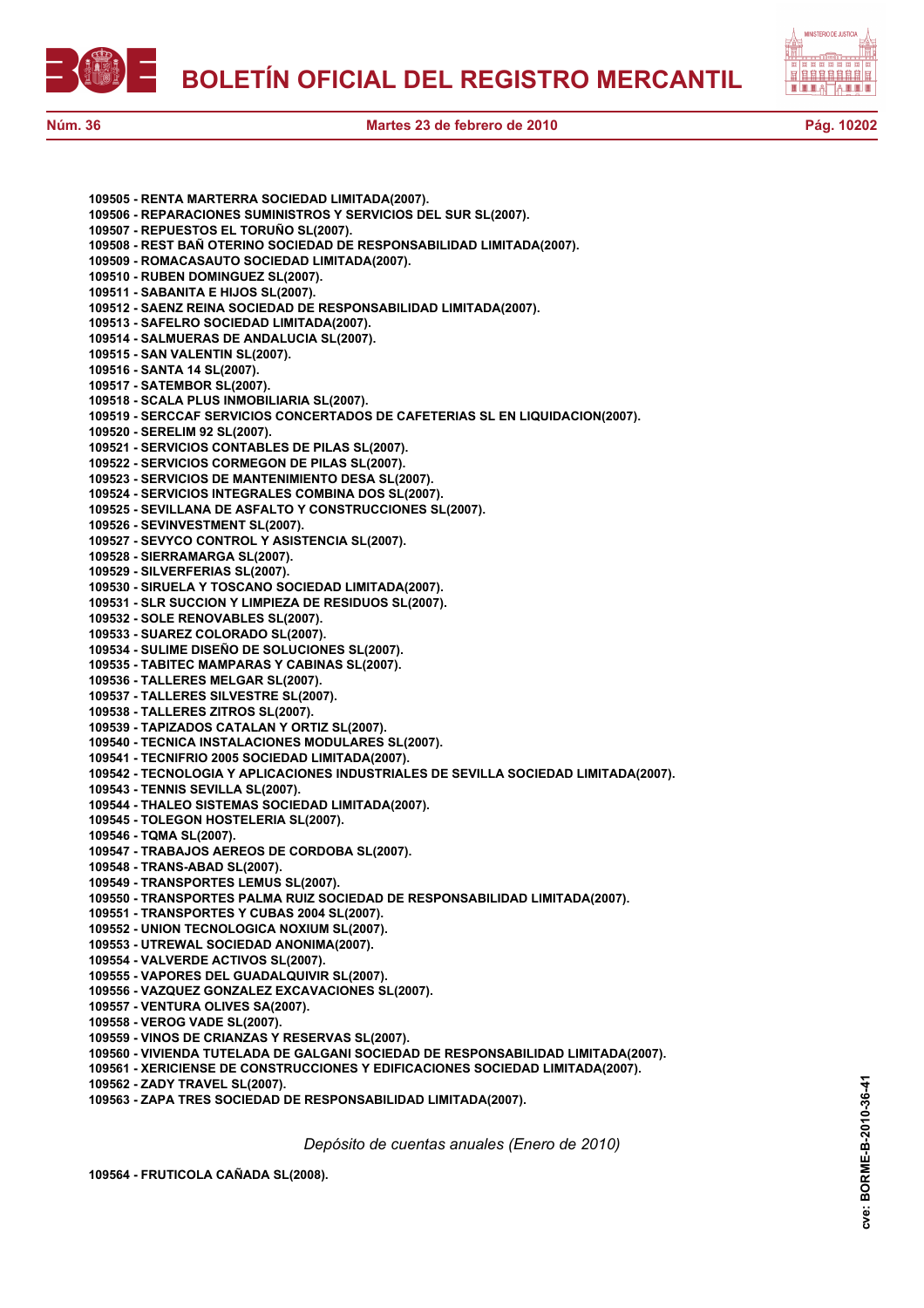**109505 - RENTA MARTERRA SOCIEDAD LIMITADA(2007).**
**109506 - REPARACIONES SUMINISTROS Y SERVICIOS DEL SUR SL(2007).**
**109507 - REPUESTOS EL TORUÑO SL(2007).**
**109508 - REST BAÑ OTERINO SOCIEDAD DE RESPONSABILIDAD LIMITADA(2007).**
**109509 - ROMACASAUTO SOCIEDAD LIMITADA(2007).**
**109510 - RUBEN DOMINGUEZ SL(2007).**
**109511 - SABANITA E HIJOS SL(2007).**
**109512 - SAENZ REINA SOCIEDAD DE RESPONSABILIDAD LIMITADA(2007).**
**109513 - SAFELRO SOCIEDAD LIMITADA(2007).**
**109514 - SALMUERAS DE ANDALUCIA SL(2007).**
**109515 - SAN VALENTIN SL(2007).**
**109516 - SANTA 14 SL(2007).**
**109517 - SATEMBOR SL(2007).**
**109518 - SCALA PLUS INMOBILIARIA SL(2007).**
**109519 - SERCCAF SERVICIOS CONCERTADOS DE CAFETERIAS SL EN LIQUIDACION(2007).**
**109520 - SERELIM 92 SL(2007).**
**109521 - SERVICIOS CONTABLES DE PILAS SL(2007).**
**109522 - SERVICIOS CORMEGON DE PILAS SL(2007).**
**109523 - SERVICIOS DE MANTENIMIENTO DESA SL(2007).**
**109524 - SERVICIOS INTEGRALES COMBINA DOS SL(2007).**
**109525 - SEVILLANA DE ASFALTO Y CONSTRUCCIONES SL(2007).**
**109526 - SEVINVESTMENT SL(2007).**
**109527 - SEVYCO CONTROL Y ASISTENCIA SL(2007).**
**109528 - SIERRAMARGA SL(2007).**
**109529 - SILVERFERIAS SL(2007).**
**109530 - SIRUELA Y TOSCANO SOCIEDAD LIMITADA(2007).**
**109531 - SLR SUCCION Y LIMPIEZA DE RESIDUOS SL(2007).**
**109532 - SOLE RENOVABLES SL(2007).**
**109533 - SUAREZ COLORADO SL(2007).**
**109534 - SULIME DISEÑO DE SOLUCIONES SL(2007).**
**109535 - TABITEC MAMPARAS Y CABINAS SL(2007).**
**109536 - TALLERES MELGAR SL(2007).**
**109537 - TALLERES SILVESTRE SL(2007).**
**109538 - TALLERES ZITROS SL(2007).**
**109539 - TAPIZADOS CATALAN Y ORTIZ SL(2007).**
**109540 - TECNICA INSTALACIONES MODULARES SL(2007).**
**109541 - TECNIFRIO 2005 SOCIEDAD LIMITADA(2007).**
**109542 - TECNOLOGIA Y APLICACIONES INDUSTRIALES DE SEVILLA SOCIEDAD LIMITADA(2007).**
**109543 - TENNIS SEVILLA SL(2007).**
**109544 - THALEO SISTEMAS SOCIEDAD LIMITADA(2007).**
**109545 - TOLEGON HOSTELERIA SL(2007).**
**109546 - TQMA SL(2007).**
**109547 - TRABAJOS AEREOS DE CORDOBA SL(2007).**
**109548 - TRANS-ABAD SL(2007).**
**109549 - TRANSPORTES LEMUS SL(2007).**
**109550 - TRANSPORTES PALMA RUIZ SOCIEDAD DE RESPONSABILIDAD LIMITADA(2007).**
**109551 - TRANSPORTES Y CUBAS 2004 SL(2007).**
**109552 - UNION TECNOLOGICA NOXIUM SL(2007).**
**109553 - UTREWAL SOCIEDAD ANONIMA(2007).**
**109554 - VALVERDE ACTIVOS SL(2007).**
**109555 - VAPORES DEL GUADALQUIVIR SL(2007).**
**109556 - VAZQUEZ GONZALEZ EXCAVACIONES SL(2007).**
**109557 - VENTURA OLIVES SA(2007).**
**109558 - VEROG VADE SL(2007).**
**109559 - VINOS DE CRIANZAS Y RESERVAS SL(2007).**
**109560 - VIVIENDA TUTELADA DE GALGANI SOCIEDAD DE RESPONSABILIDAD LIMITADA(2007).**
**109561 - XERICIENSE DE CONSTRUCCIONES Y EDIFICACIONES SOCIEDAD LIMITADA(2007).**
**109562 - ZADY TRAVEL SL(2007).**
**109563 - ZAPA TRES SOCIEDAD DE RESPONSABILIDAD LIMITADA(2007).**

*Depósito de cuentas anuales (Enero de 2010)*

**109564 - FRUTICOLA CAÑADA SL(2008).**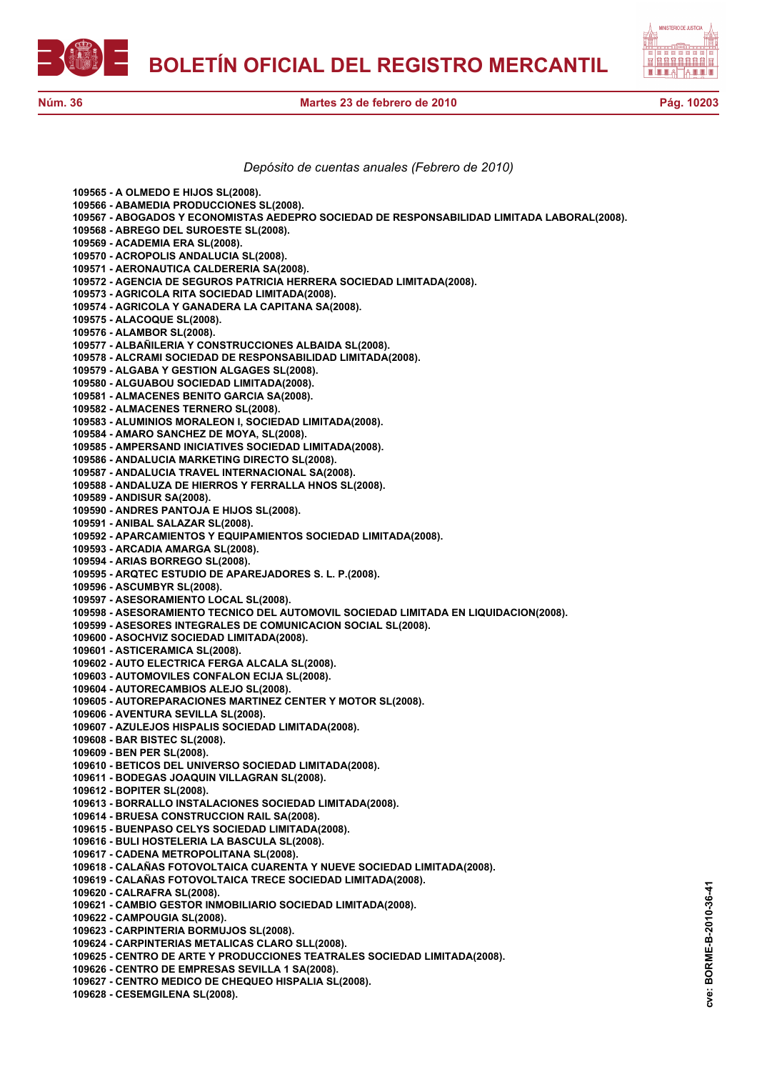*Depósito de cuentas anuales (Febrero de 2010)*

**109565 - A OLMEDO E HIJOS SL(2008).**
**109566 - ABAMEDIA PRODUCCIONES SL(2008).**
**109567 - ABOGADOS Y ECONOMISTAS AEDEPRO SOCIEDAD DE RESPONSABILIDAD LIMITADA LABORAL(2008).**
**109568 - ABREGO DEL SUROESTE SL(2008).**
**109569 - ACADEMIA ERA SL(2008).**
**109570 - ACROPOLIS ANDALUCIA SL(2008).**
**109571 - AERONAUTICA CALDERERIA SA(2008).**
**109572 - AGENCIA DE SEGUROS PATRICIA HERRERA SOCIEDAD LIMITADA(2008).**
**109573 - AGRICOLA RITA SOCIEDAD LIMITADA(2008).**
**109574 - AGRICOLA Y GANADERA LA CAPITANA SA(2008).**
**109575 - ALACOQUE SL(2008).**
**109576 - ALAMBOR SL(2008).**
**109577 - ALBAÑILERIA Y CONSTRUCCIONES ALBAIDA SL(2008).**
**109578 - ALCRAMI SOCIEDAD DE RESPONSABILIDAD LIMITADA(2008).**
**109579 - ALGABA Y GESTION ALGAGES SL(2008).**
**109580 - ALGUABOU SOCIEDAD LIMITADA(2008).**
**109581 - ALMACENES BENITO GARCIA SA(2008).**
**109582 - ALMACENES TERNERO SL(2008).**
**109583 - ALUMINIOS MORALEON I, SOCIEDAD LIMITADA(2008).**
**109584 - AMARO SANCHEZ DE MOYA, SL(2008).**
**109585 - AMPERSAND INICIATIVES SOCIEDAD LIMITADA(2008).**
**109586 - ANDALUCIA MARKETING DIRECTO SL(2008).**
**109587 - ANDALUCIA TRAVEL INTERNACIONAL SA(2008).**
**109588 - ANDALUZA DE HIERROS Y FERRALLA HNOS SL(2008).**
**109589 - ANDISUR SA(2008).**
**109590 - ANDRES PANTOJA E HIJOS SL(2008).**
**109591 - ANIBAL SALAZAR SL(2008).**
**109592 - APARCAMIENTOS Y EQUIPAMIENTOS SOCIEDAD LIMITADA(2008).**
**109593 - ARCADIA AMARGA SL(2008).**
**109594 - ARIAS BORREGO SL(2008).**
**109595 - ARQTEC ESTUDIO DE APAREJADORES S. L. P.(2008).**
**109596 - ASCUMBYR SL(2008).**
**109597 - ASESORAMIENTO LOCAL SL(2008).**
**109598 - ASESORAMIENTO TECNICO DEL AUTOMOVIL SOCIEDAD LIMITADA EN LIQUIDACION(2008).**
**109599 - ASESORES INTEGRALES DE COMUNICACION SOCIAL SL(2008).**
**109600 - ASOCHVIZ SOCIEDAD LIMITADA(2008).**
**109601 - ASTICERAMICA SL(2008).**
**109602 - AUTO ELECTRICA FERGA ALCALA SL(2008).**
**109603 - AUTOMOVILES CONFALON ECIJA SL(2008).**
**109604 - AUTORECAMBIOS ALEJO SL(2008).**
**109605 - AUTOREPARACIONES MARTINEZ CENTER Y MOTOR SL(2008).**
**109606 - AVENTURA SEVILLA SL(2008).**
**109607 - AZULEJOS HISPALIS SOCIEDAD LIMITADA(2008).**
**109608 - BAR BISTEC SL(2008).**
**109609 - BEN PER SL(2008).**
**109610 - BETICOS DEL UNIVERSO SOCIEDAD LIMITADA(2008).**
**109611 - BODEGAS JOAQUIN VILLAGRAN SL(2008).**
**109612 - BOPITER SL(2008).**
**109613 - BORRALLO INSTALACIONES SOCIEDAD LIMITADA(2008).**
**109614 - BRUESA CONSTRUCCION RAIL SA(2008).**
**109615 - BUENPASO CELYS SOCIEDAD LIMITADA(2008).**
**109616 - BULI HOSTELERIA LA BASCULA SL(2008).**
**109617 - CADENA METROPOLITANA SL(2008).**
**109618 - CALAÑAS FOTOVOLTAICA CUARENTA Y NUEVE SOCIEDAD LIMITADA(2008).**
**109619 - CALAÑAS FOTOVOLTAICA TRECE SOCIEDAD LIMITADA(2008).**
**109620 - CALRAFRA SL(2008).**
**109621 - CAMBIO GESTOR INMOBILIARIO SOCIEDAD LIMITADA(2008).**
**109622 - CAMPOUGIA SL(2008).**
**109623 - CARPINTERIA BORMUJOS SL(2008).**
**109624 - CARPINTERIAS METALICAS CLARO SLL(2008).**
**109625 - CENTRO DE ARTE Y PRODUCCIONES TEATRALES SOCIEDAD LIMITADA(2008).**
**109626 - CENTRO DE EMPRESAS SEVILLA 1 SA(2008).**
**109627 - CENTRO MEDICO DE CHEQUEO HISPALIA SL(2008).**
**109628 - CESEMGILENA SL(2008).**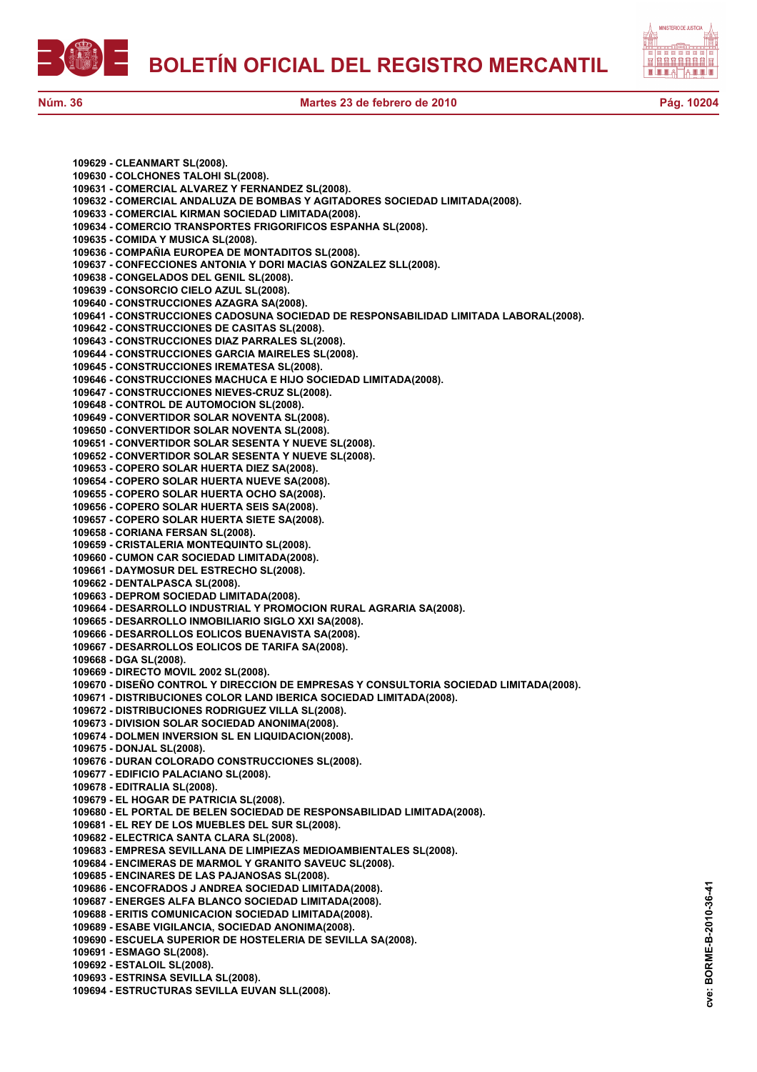**109629 - CLEANMART SL(2008).**
**109630 - COLCHONES TALOHI SL(2008).**
**109631 - COMERCIAL ALVAREZ Y FERNANDEZ SL(2008).**
**109632 - COMERCIAL ANDALUZA DE BOMBAS Y AGITADORES SOCIEDAD LIMITADA(2008).**
**109633 - COMERCIAL KIRMAN SOCIEDAD LIMITADA(2008).**
**109634 - COMERCIO TRANSPORTES FRIGORIFICOS ESPANHA SL(2008).**
**109635 - COMIDA Y MUSICA SL(2008).**
**109636 - COMPAÑIA EUROPEA DE MONTADITOS SL(2008).**
**109637 - CONFECCIONES ANTONIA Y DORI MACIAS GONZALEZ SLL(2008).**
**109638 - CONGELADOS DEL GENIL SL(2008).**
**109639 - CONSORCIO CIELO AZUL SL(2008).**
**109640 - CONSTRUCCIONES AZAGRA SA(2008).**
**109641 - CONSTRUCCIONES CADOSUNA SOCIEDAD DE RESPONSABILIDAD LIMITADA LABORAL(2008).**
**109642 - CONSTRUCCIONES DE CASITAS SL(2008).**
**109643 - CONSTRUCCIONES DIAZ PARRALES SL(2008).**
**109644 - CONSTRUCCIONES GARCIA MAIRELES SL(2008).**
**109645 - CONSTRUCCIONES IREMATESA SL(2008).**
**109646 - CONSTRUCCIONES MACHUCA E HIJO SOCIEDAD LIMITADA(2008).**
**109647 - CONSTRUCCIONES NIEVES-CRUZ SL(2008).**
**109648 - CONTROL DE AUTOMOCION SL(2008).**
**109649 - CONVERTIDOR SOLAR NOVENTA SL(2008).**
**109650 - CONVERTIDOR SOLAR NOVENTA SL(2008).**
**109651 - CONVERTIDOR SOLAR SESENTA Y NUEVE SL(2008).**
**109652 - CONVERTIDOR SOLAR SESENTA Y NUEVE SL(2008).**
**109653 - COPERO SOLAR HUERTA DIEZ SA(2008).**
**109654 - COPERO SOLAR HUERTA NUEVE SA(2008).**
**109655 - COPERO SOLAR HUERTA OCHO SA(2008).**
**109656 - COPERO SOLAR HUERTA SEIS SA(2008).**
**109657 - COPERO SOLAR HUERTA SIETE SA(2008).**
**109658 - CORIANA FERSAN SL(2008).**
**109659 - CRISTALERIA MONTEQUINTO SL(2008).**
**109660 - CUMON CAR SOCIEDAD LIMITADA(2008).**
**109661 - DAYMOSUR DEL ESTRECHO SL(2008).**
**109662 - DENTALPASCA SL(2008).**
**109663 - DEPROM SOCIEDAD LIMITADA(2008).**
**109664 - DESARROLLO INDUSTRIAL Y PROMOCION RURAL AGRARIA SA(2008).**
**109665 - DESARROLLO INMOBILIARIO SIGLO XXI SA(2008).**
**109666 - DESARROLLOS EOLICOS BUENAVISTA SA(2008).**
**109667 - DESARROLLOS EOLICOS DE TARIFA SA(2008).**
**109668 - DGA SL(2008).**
**109669 - DIRECTO MOVIL 2002 SL(2008).**
**109670 - DISEÑO CONTROL Y DIRECCION DE EMPRESAS Y CONSULTORIA SOCIEDAD LIMITADA(2008).**
**109671 - DISTRIBUCIONES COLOR LAND IBERICA SOCIEDAD LIMITADA(2008).**
**109672 - DISTRIBUCIONES RODRIGUEZ VILLA SL(2008).**
**109673 - DIVISION SOLAR SOCIEDAD ANONIMA(2008).**
**109674 - DOLMEN INVERSION SL EN LIQUIDACION(2008).**
**109675 - DONJAL SL(2008).**
**109676 - DURAN COLORADO CONSTRUCCIONES SL(2008).**
**109677 - EDIFICIO PALACIANO SL(2008).**
**109678 - EDITRALIA SL(2008).**
**109679 - EL HOGAR DE PATRICIA SL(2008).**
**109680 - EL PORTAL DE BELEN SOCIEDAD DE RESPONSABILIDAD LIMITADA(2008).**
**109681 - EL REY DE LOS MUEBLES DEL SUR SL(2008).**
**109682 - ELECTRICA SANTA CLARA SL(2008).**
**109683 - EMPRESA SEVILLANA DE LIMPIEZAS MEDIOAMBIENTALES SL(2008).**
**109684 - ENCIMERAS DE MARMOL Y GRANITO SAVEUC SL(2008).**
**109685 - ENCINARES DE LAS PAJANOSAS SL(2008).**
**109686 - ENCOFRADOS J ANDREA SOCIEDAD LIMITADA(2008).**
**109687 - ENERGES ALFA BLANCO SOCIEDAD LIMITADA(2008).**
**109688 - ERITIS COMUNICACION SOCIEDAD LIMITADA(2008).**
**109689 - ESABE VIGILANCIA, SOCIEDAD ANONIMA(2008).**
**109690 - ESCUELA SUPERIOR DE HOSTELERIA DE SEVILLA SA(2008).**
**109691 - ESMAGO SL(2008).**
**109692 - ESTALOIL SL(2008).**
**109693 - ESTRINSA SEVILLA SL(2008).**
**109694 - ESTRUCTURAS SEVILLA EUVAN SLL(2008).**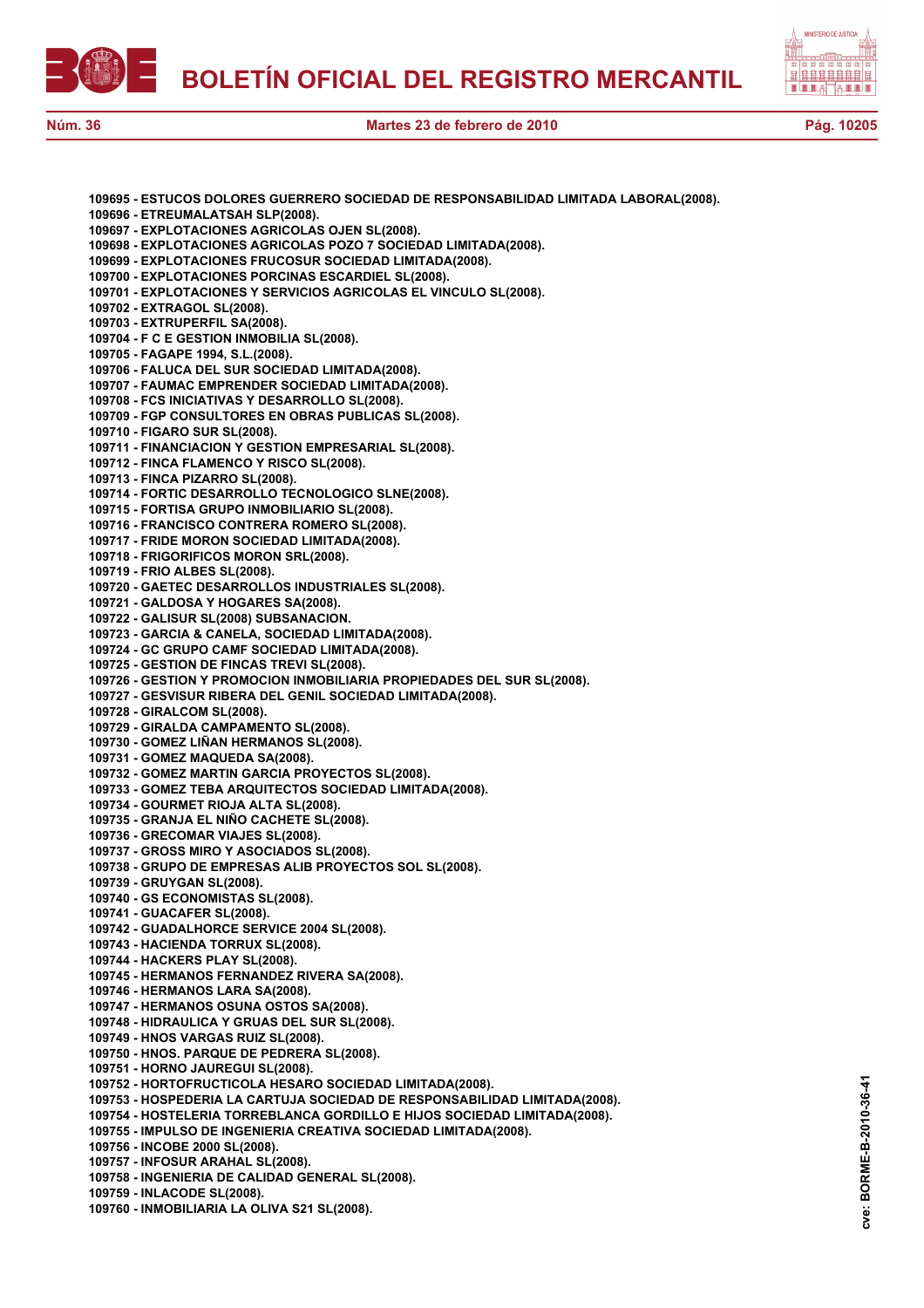**109695 - ESTUCOS DOLORES GUERRERO SOCIEDAD DE RESPONSABILIDAD LIMITADA LABORAL(2008).**
**109696 - ETREUMALATSAH SLP(2008).**
**109697 - EXPLOTACIONES AGRICOLAS OJEN SL(2008).**
**109698 - EXPLOTACIONES AGRICOLAS POZO 7 SOCIEDAD LIMITADA(2008).**
**109699 - EXPLOTACIONES FRUCOSUR SOCIEDAD LIMITADA(2008).**
**109700 - EXPLOTACIONES PORCINAS ESCARDIEL SL(2008).**
**109701 - EXPLOTACIONES Y SERVICIOS AGRICOLAS EL VINCULO SL(2008).**
**109702 - EXTRAGOL SL(2008).**
**109703 - EXTRUPERFIL SA(2008).**
**109704 - F C E GESTION INMOBILIA SL(2008).**
**109705 - FAGAPE 1994, S.L.(2008).**
**109706 - FALUCA DEL SUR SOCIEDAD LIMITADA(2008).**
**109707 - FAUMAC EMPRENDER SOCIEDAD LIMITADA(2008).**
**109708 - FCS INICIATIVAS Y DESARROLLO SL(2008).**
**109709 - FGP CONSULTORES EN OBRAS PUBLICAS SL(2008).**
**109710 - FIGARO SUR SL(2008).**
**109711 - FINANCIACION Y GESTION EMPRESARIAL SL(2008).**
**109712 - FINCA FLAMENCO Y RISCO SL(2008).**
**109713 - FINCA PIZARRO SL(2008).**
**109714 - FORTIC DESARROLLO TECNOLOGICO SLNE(2008).**
**109715 - FORTISA GRUPO INMOBILIARIO SL(2008).**
**109716 - FRANCISCO CONTRERA ROMERO SL(2008).**
**109717 - FRIDE MORON SOCIEDAD LIMITADA(2008).**
**109718 - FRIGORIFICOS MORON SRL(2008).**
**109719 - FRIO ALBES SL(2008).**
**109720 - GAETEC DESARROLLOS INDUSTRIALES SL(2008).**
**109721 - GALDOSA Y HOGARES SA(2008).**
**109722 - GALISUR SL(2008) SUBSANACION.**
**109723 - GARCIA & CANELA, SOCIEDAD LIMITADA(2008).**
**109724 - GC GRUPO CAMF SOCIEDAD LIMITADA(2008).**
**109725 - GESTION DE FINCAS TREVI SL(2008).**
**109726 - GESTION Y PROMOCION INMOBILIARIA PROPIEDADES DEL SUR SL(2008).**
**109727 - GESVISUR RIBERA DEL GENIL SOCIEDAD LIMITADA(2008).**
**109728 - GIRALCOM SL(2008).**
**109729 - GIRALDA CAMPAMENTO SL(2008).**
**109730 - GOMEZ LIÑAN HERMANOS SL(2008).**
**109731 - GOMEZ MAQUEDA SA(2008).**
**109732 - GOMEZ MARTIN GARCIA PROYECTOS SL(2008).**
**109733 - GOMEZ TEBA ARQUITECTOS SOCIEDAD LIMITADA(2008).**
**109734 - GOURMET RIOJA ALTA SL(2008).**
**109735 - GRANJA EL NIÑO CACHETE SL(2008).**
**109736 - GRECOMAR VIAJES SL(2008).**
**109737 - GROSS MIRO Y ASOCIADOS SL(2008).**
**109738 - GRUPO DE EMPRESAS ALIB PROYECTOS SOL SL(2008).**
**109739 - GRUYGAN SL(2008).**
**109740 - GS ECONOMISTAS SL(2008).**
**109741 - GUACAFER SL(2008).**
**109742 - GUADALHORCE SERVICE 2004 SL(2008).**
**109743 - HACIENDA TORRUX SL(2008).**
**109744 - HACKERS PLAY SL(2008).**
**109745 - HERMANOS FERNANDEZ RIVERA SA(2008).**
**109746 - HERMANOS LARA SA(2008).**
**109747 - HERMANOS OSUNA OSTOS SA(2008).**
**109748 - HIDRAULICA Y GRUAS DEL SUR SL(2008).**
**109749 - HNOS VARGAS RUIZ SL(2008).**
**109750 - HNOS. PARQUE DE PEDRERA SL(2008).**
**109751 - HORNO JAUREGUI SL(2008).**
**109752 - HORTOFRUCTICOLA HESARO SOCIEDAD LIMITADA(2008).**
**109753 - HOSPEDERIA LA CARTUJA SOCIEDAD DE RESPONSABILIDAD LIMITADA(2008).**
**109754 - HOSTELERIA TORREBLANCA GORDILLO E HIJOS SOCIEDAD LIMITADA(2008).**
**109755 - IMPULSO DE INGENIERIA CREATIVA SOCIEDAD LIMITADA(2008).**
**109756 - INCOBE 2000 SL(2008).**
**109757 - INFOSUR ARAHAL SL(2008).**
**109758 - INGENIERIA DE CALIDAD GENERAL SL(2008).**
**109759 - INLACODE SL(2008).**
**109760 - INMOBILIARIA LA OLIVA S21 SL(2008).**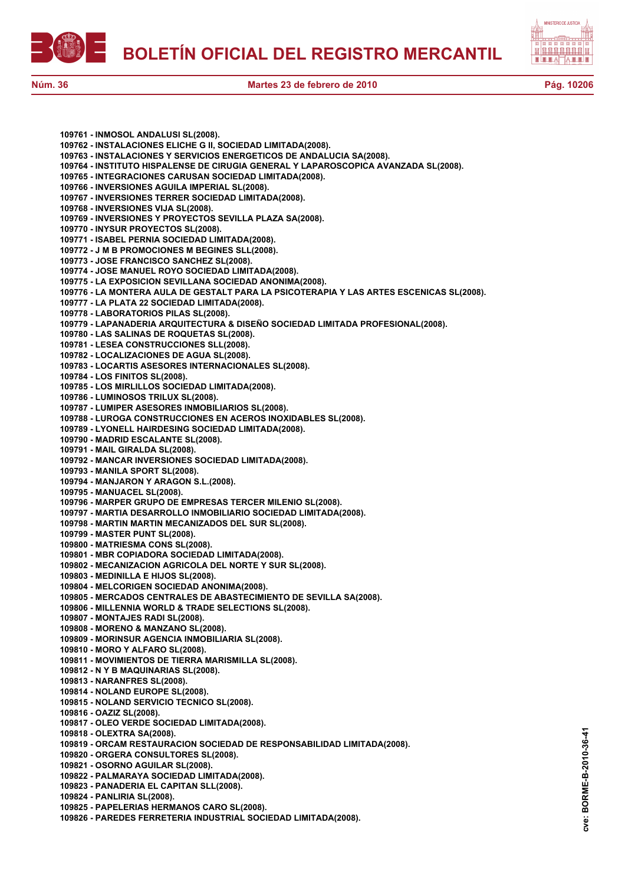**109761 - INMOSOL ANDALUSI SL(2008).**
**109762 - INSTALACIONES ELICHE G II, SOCIEDAD LIMITADA(2008).**
**109763 - INSTALACIONES Y SERVICIOS ENERGETICOS DE ANDALUCIA SA(2008).**
**109764 - INSTITUTO HISPALENSE DE CIRUGIA GENERAL Y LAPAROSCOPICA AVANZADA SL(2008).**
**109765 - INTEGRACIONES CARUSAN SOCIEDAD LIMITADA(2008).**
**109766 - INVERSIONES AGUILA IMPERIAL SL(2008).**
**109767 - INVERSIONES TERRER SOCIEDAD LIMITADA(2008).**
**109768 - INVERSIONES VIJA SL(2008).**
**109769 - INVERSIONES Y PROYECTOS SEVILLA PLAZA SA(2008).**
**109770 - INYSUR PROYECTOS SL(2008).**
**109771 - ISABEL PERNIA SOCIEDAD LIMITADA(2008).**
**109772 - J M B PROMOCIONES M BEGINES SLL(2008).**
**109773 - JOSE FRANCISCO SANCHEZ SL(2008).**
**109774 - JOSE MANUEL ROYO SOCIEDAD LIMITADA(2008).**
**109775 - LA EXPOSICION SEVILLANA SOCIEDAD ANONIMA(2008).**
**109776 - LA MONTERA AULA DE GESTALT PARA LA PSICOTERAPIA Y LAS ARTES ESCENICAS SL(2008).**
**109777 - LA PLATA 22 SOCIEDAD LIMITADA(2008).**
**109778 - LABORATORIOS PILAS SL(2008).**
**109779 - LAPANADERIA ARQUITECTURA & DISEÑO SOCIEDAD LIMITADA PROFESIONAL(2008).**
**109780 - LAS SALINAS DE ROQUETAS SL(2008).**
**109781 - LESEA CONSTRUCCIONES SLL(2008).**
**109782 - LOCALIZACIONES DE AGUA SL(2008).**
**109783 - LOCARTIS ASESORES INTERNACIONALES SL(2008).**
**109784 - LOS FINITOS SL(2008).**
**109785 - LOS MIRLILLOS SOCIEDAD LIMITADA(2008).**
**109786 - LUMINOSOS TRILUX SL(2008).**
**109787 - LUMIPER ASESORES INMOBILIARIOS SL(2008).**
**109788 - LUROGA CONSTRUCCIONES EN ACEROS INOXIDABLES SL(2008).**
**109789 - LYONELL HAIRDESING SOCIEDAD LIMITADA(2008).**
**109790 - MADRID ESCALANTE SL(2008).**
**109791 - MAIL GIRALDA SL(2008).**
**109792 - MANCAR INVERSIONES SOCIEDAD LIMITADA(2008).**
**109793 - MANILA SPORT SL(2008).**
**109794 - MANJARON Y ARAGON S.L.(2008).**
**109795 - MANUACEL SL(2008).**
**109796 - MARPER GRUPO DE EMPRESAS TERCER MILENIO SL(2008).**
**109797 - MARTIA DESARROLLO INMOBILIARIO SOCIEDAD LIMITADA(2008).**
**109798 - MARTIN MARTIN MECANIZADOS DEL SUR SL(2008).**
**109799 - MASTER PUNT SL(2008).**
**109800 - MATRIESMA CONS SL(2008).**
**109801 - MBR COPIADORA SOCIEDAD LIMITADA(2008).**
**109802 - MECANIZACION AGRICOLA DEL NORTE Y SUR SL(2008).**
**109803 - MEDINILLA E HIJOS SL(2008).**
**109804 - MELCORIGEN SOCIEDAD ANONIMA(2008).**
**109805 - MERCADOS CENTRALES DE ABASTECIMIENTO DE SEVILLA SA(2008).**
**109806 - MILLENNIA WORLD & TRADE SELECTIONS SL(2008).**
**109807 - MONTAJES RADI SL(2008).**
**109808 - MORENO & MANZANO SL(2008).**
**109809 - MORINSUR AGENCIA INMOBILIARIA SL(2008).**
**109810 - MORO Y ALFARO SL(2008).**
**109811 - MOVIMIENTOS DE TIERRA MARISMILLA SL(2008).**
**109812 - N Y B MAQUINARIAS SL(2008).**
**109813 - NARANFRES SL(2008).**
**109814 - NOLAND EUROPE SL(2008).**
**109815 - NOLAND SERVICIO TECNICO SL(2008).**
**109816 - OAZIZ SL(2008).**
**109817 - OLEO VERDE SOCIEDAD LIMITADA(2008).**
**109818 - OLEXTRA SA(2008).**
**109819 - ORCAM RESTAURACION SOCIEDAD DE RESPONSABILIDAD LIMITADA(2008).**
**109820 - ORGERA CONSULTORES SL(2008).**
**109821 - OSORNO AGUILAR SL(2008).**
**109822 - PALMARAYA SOCIEDAD LIMITADA(2008).**
**109823 - PANADERIA EL CAPITAN SLL(2008).**
**109824 - PANLIRIA SL(2008).**
**109825 - PAPELERIAS HERMANOS CARO SL(2008).**
**109826 - PAREDES FERRETERIA INDUSTRIAL SOCIEDAD LIMITADA(2008).**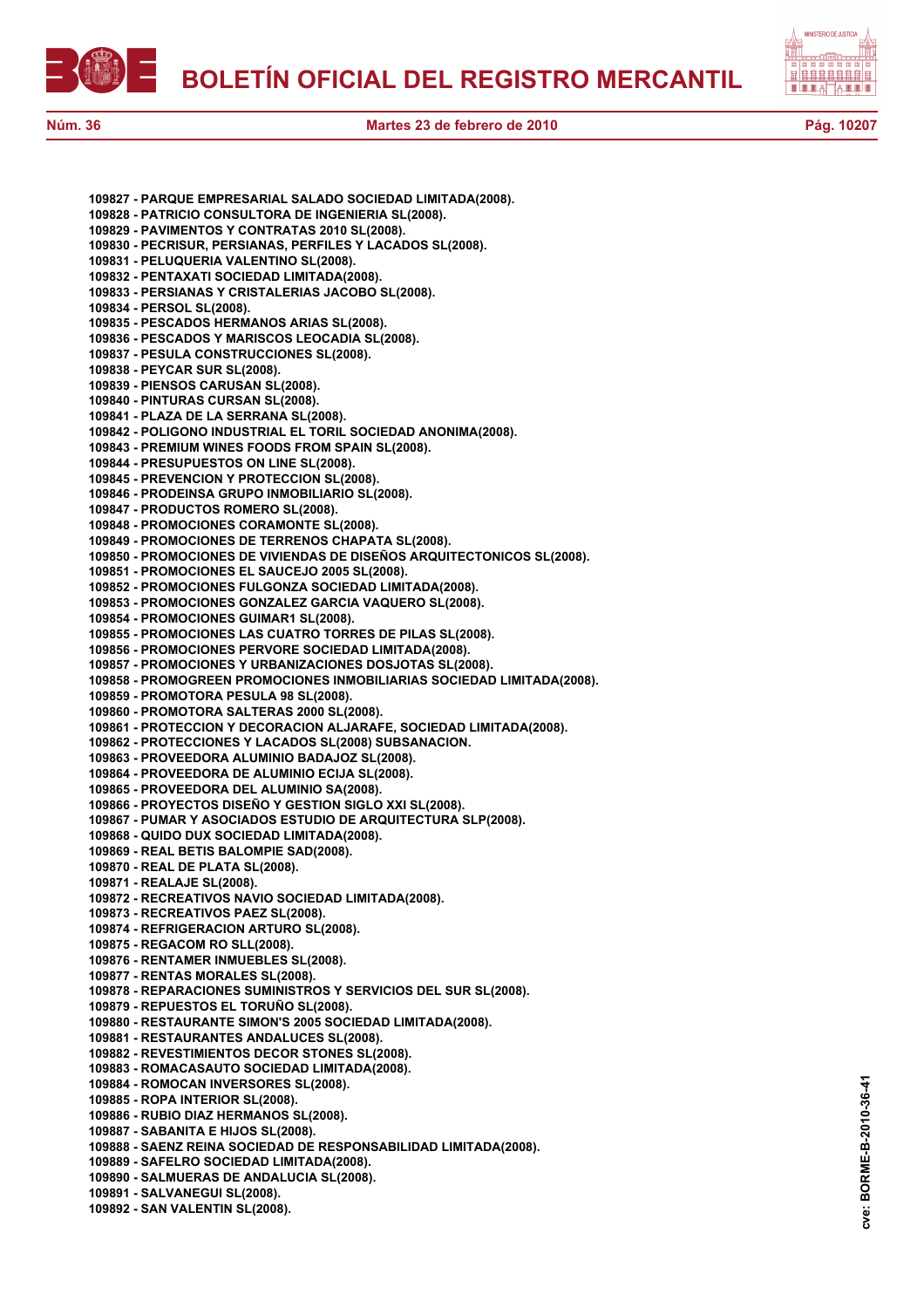**109827 - PARQUE EMPRESARIAL SALADO SOCIEDAD LIMITADA(2008).**
**109828 - PATRICIO CONSULTORA DE INGENIERIA SL(2008).**
**109829 - PAVIMENTOS Y CONTRATAS 2010 SL(2008).**
**109830 - PECRISUR, PERSIANAS, PERFILES Y LACADOS SL(2008).**
**109831 - PELUQUERIA VALENTINO SL(2008).**
**109832 - PENTAXATI SOCIEDAD LIMITADA(2008).**
**109833 - PERSIANAS Y CRISTALERIAS JACOBO SL(2008).**
**109834 - PERSOL SL(2008).**
**109835 - PESCADOS HERMANOS ARIAS SL(2008).**
**109836 - PESCADOS Y MARISCOS LEOCADIA SL(2008).**
**109837 - PESULA CONSTRUCCIONES SL(2008).**
**109838 - PEYCAR SUR SL(2008).**
**109839 - PIENSOS CARUSAN SL(2008).**
**109840 - PINTURAS CURSAN SL(2008).**
**109841 - PLAZA DE LA SERRANA SL(2008).**
**109842 - POLIGONO INDUSTRIAL EL TORIL SOCIEDAD ANONIMA(2008).**
**109843 - PREMIUM WINES FOODS FROM SPAIN SL(2008).**
**109844 - PRESUPUESTOS ON LINE SL(2008).**
**109845 - PREVENCION Y PROTECCION SL(2008).**
**109846 - PRODEINSA GRUPO INMOBILIARIO SL(2008).**
**109847 - PRODUCTOS ROMERO SL(2008).**
**109848 - PROMOCIONES CORAMONTE SL(2008).**
**109849 - PROMOCIONES DE TERRENOS CHAPATA SL(2008).**
**109850 - PROMOCIONES DE VIVIENDAS DE DISEÑOS ARQUITECTONICOS SL(2008).**
**109851 - PROMOCIONES EL SAUCEJO 2005 SL(2008).**
**109852 - PROMOCIONES FULGONZA SOCIEDAD LIMITADA(2008).**
**109853 - PROMOCIONES GONZALEZ GARCIA VAQUERO SL(2008).**
**109854 - PROMOCIONES GUIMAR1 SL(2008).**
**109855 - PROMOCIONES LAS CUATRO TORRES DE PILAS SL(2008).**
**109856 - PROMOCIONES PERVORE SOCIEDAD LIMITADA(2008).**
**109857 - PROMOCIONES Y URBANIZACIONES DOSJOTAS SL(2008).**
**109858 - PROMOGREEN PROMOCIONES INMOBILIARIAS SOCIEDAD LIMITADA(2008).**
**109859 - PROMOTORA PESULA 98 SL(2008).**
**109860 - PROMOTORA SALTERAS 2000 SL(2008).**
**109861 - PROTECCION Y DECORACION ALJARAFE, SOCIEDAD LIMITADA(2008).**
**109862 - PROTECCIONES Y LACADOS SL(2008) SUBSANACION.**
**109863 - PROVEEDORA ALUMINIO BADAJOZ SL(2008).**
**109864 - PROVEEDORA DE ALUMINIO ECIJA SL(2008).**
**109865 - PROVEEDORA DEL ALUMINIO SA(2008).**
**109866 - PROYECTOS DISEÑO Y GESTION SIGLO XXI SL(2008).**
**109867 - PUMAR Y ASOCIADOS ESTUDIO DE ARQUITECTURA SLP(2008).**
**109868 - QUIDO DUX SOCIEDAD LIMITADA(2008).**
**109869 - REAL BETIS BALOMPIE SAD(2008).**
**109870 - REAL DE PLATA SL(2008).**
**109871 - REALAJE SL(2008).**
**109872 - RECREATIVOS NAVIO SOCIEDAD LIMITADA(2008).**
**109873 - RECREATIVOS PAEZ SL(2008).**
**109874 - REFRIGERACION ARTURO SL(2008).**
**109875 - REGACOM RO SLL(2008).**
**109876 - RENTAMER INMUEBLES SL(2008).**
**109877 - RENTAS MORALES SL(2008).**
**109878 - REPARACIONES SUMINISTROS Y SERVICIOS DEL SUR SL(2008).**
**109879 - REPUESTOS EL TORUÑO SL(2008).**
**109880 - RESTAURANTE SIMON'S 2005 SOCIEDAD LIMITADA(2008).**
**109881 - RESTAURANTES ANDALUCES SL(2008).**
**109882 - REVESTIMIENTOS DECOR STONES SL(2008).**
**109883 - ROMACASAUTO SOCIEDAD LIMITADA(2008).**
**109884 - ROMOCAN INVERSORES SL(2008).**
**109885 - ROPA INTERIOR SL(2008).**
**109886 - RUBIO DIAZ HERMANOS SL(2008).**
**109887 - SABANITA E HIJOS SL(2008).**
**109888 - SAENZ REINA SOCIEDAD DE RESPONSABILIDAD LIMITADA(2008).**
**109889 - SAFELRO SOCIEDAD LIMITADA(2008).**
**109890 - SALMUERAS DE ANDALUCIA SL(2008).**
**109891 - SALVANEGUI SL(2008).**
**109892 - SAN VALENTIN SL(2008).**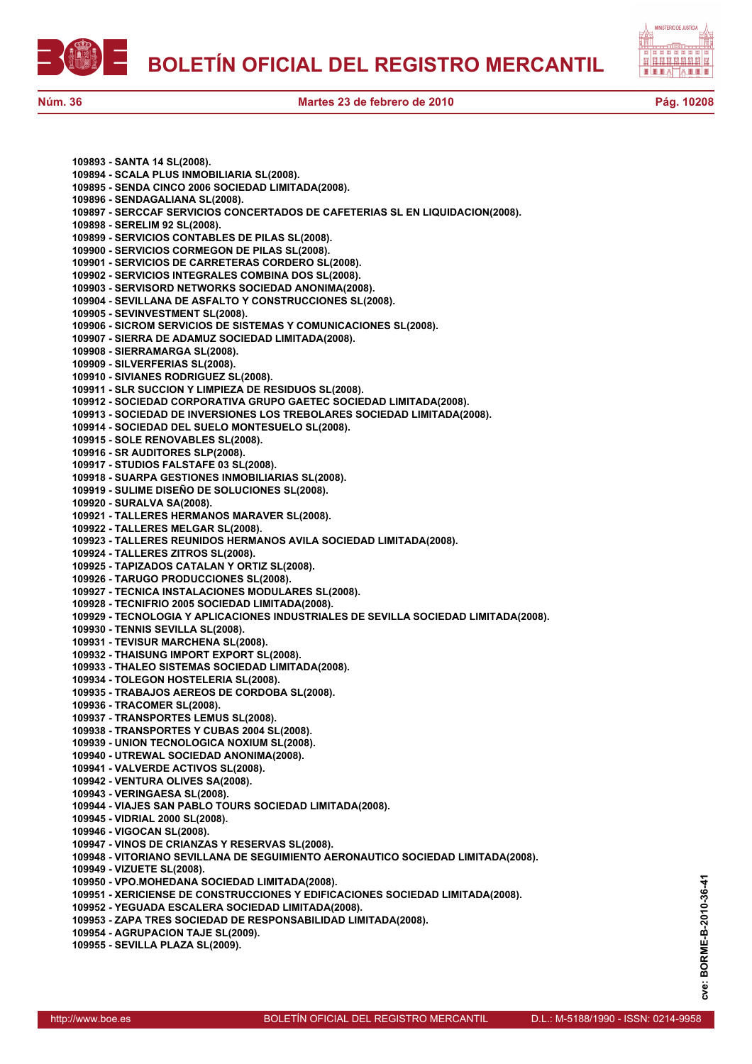**109893 - SANTA 14 SL(2008).**
**109894 - SCALA PLUS INMOBILIARIA SL(2008).**
**109895 - SENDA CINCO 2006 SOCIEDAD LIMITADA(2008).**
**109896 - SENDAGALIANA SL(2008).**
**109897 - SERCCAF SERVICIOS CONCERTADOS DE CAFETERIAS SL EN LIQUIDACION(2008).**
**109898 - SERELIM 92 SL(2008).**
**109899 - SERVICIOS CONTABLES DE PILAS SL(2008).**
**109900 - SERVICIOS CORMEGON DE PILAS SL(2008).**
**109901 - SERVICIOS DE CARRETERAS CORDERO SL(2008).**
**109902 - SERVICIOS INTEGRALES COMBINA DOS SL(2008).**
**109903 - SERVISORD NETWORKS SOCIEDAD ANONIMA(2008).**
**109904 - SEVILLANA DE ASFALTO Y CONSTRUCCIONES SL(2008).**
**109905 - SEVINVESTMENT SL(2008).**
**109906 - SICROM SERVICIOS DE SISTEMAS Y COMUNICACIONES SL(2008).**
**109907 - SIERRA DE ADAMUZ SOCIEDAD LIMITADA(2008).**
**109908 - SIERRAMARGA SL(2008).**
**109909 - SILVERFERIAS SL(2008).**
**109910 - SIVIANES RODRIGUEZ SL(2008).**
**109911 - SLR SUCCION Y LIMPIEZA DE RESIDUOS SL(2008).**
**109912 - SOCIEDAD CORPORATIVA GRUPO GAETEC SOCIEDAD LIMITADA(2008).**
**109913 - SOCIEDAD DE INVERSIONES LOS TREBOLARES SOCIEDAD LIMITADA(2008).**
**109914 - SOCIEDAD DEL SUELO MONTESUELO SL(2008).**
**109915 - SOLE RENOVABLES SL(2008).**
**109916 - SR AUDITORES SLP(2008).**
**109917 - STUDIOS FALSTAFE 03 SL(2008).**
**109918 - SUARPA GESTIONES INMOBILIARIAS SL(2008).**
**109919 - SULIME DISEÑO DE SOLUCIONES SL(2008).**
**109920 - SURALVA SA(2008).**
**109921 - TALLERES HERMANOS MARAVER SL(2008).**
**109922 - TALLERES MELGAR SL(2008).**
**109923 - TALLERES REUNIDOS HERMANOS AVILA SOCIEDAD LIMITADA(2008).**
**109924 - TALLERES ZITROS SL(2008).**
**109925 - TAPIZADOS CATALAN Y ORTIZ SL(2008).**
**109926 - TARUGO PRODUCCIONES SL(2008).**
**109927 - TECNICA INSTALACIONES MODULARES SL(2008).**
**109928 - TECNIFRIO 2005 SOCIEDAD LIMITADA(2008).**
**109929 - TECNOLOGIA Y APLICACIONES INDUSTRIALES DE SEVILLA SOCIEDAD LIMITADA(2008).**
**109930 - TENNIS SEVILLA SL(2008).**
**109931 - TEVISUR MARCHENA SL(2008).**
**109932 - THAISUNG IMPORT EXPORT SL(2008).**
**109933 - THALEO SISTEMAS SOCIEDAD LIMITADA(2008).**
**109934 - TOLEGON HOSTELERIA SL(2008).**
**109935 - TRABAJOS AEREOS DE CORDOBA SL(2008).**
**109936 - TRACOMER SL(2008).**
**109937 - TRANSPORTES LEMUS SL(2008).**
**109938 - TRANSPORTES Y CUBAS 2004 SL(2008).**
**109939 - UNION TECNOLOGICA NOXIUM SL(2008).**
**109940 - UTREWAL SOCIEDAD ANONIMA(2008).**
**109941 - VALVERDE ACTIVOS SL(2008).**
**109942 - VENTURA OLIVES SA(2008).**
**109943 - VERINGAESA SL(2008).**
**109944 - VIAJES SAN PABLO TOURS SOCIEDAD LIMITADA(2008).**
**109945 - VIDRIAL 2000 SL(2008).**
**109946 - VIGOCAN SL(2008).**
**109947 - VINOS DE CRIANZAS Y RESERVAS SL(2008).**
**109948 - VITORIANO SEVILLANA DE SEGUIMIENTO AERONAUTICO SOCIEDAD LIMITADA(2008).**
**109949 - VIZUETE SL(2008).**
**109950 - VPO.MOHEDANA SOCIEDAD LIMITADA(2008).**
**109951 - XERICIENSE DE CONSTRUCCIONES Y EDIFICACIONES SOCIEDAD LIMITADA(2008).**
**109952 - YEGUADA ESCALERA SOCIEDAD LIMITADA(2008).**
**109953 - ZAPA TRES SOCIEDAD DE RESPONSABILIDAD LIMITADA(2008).**
**109954 - AGRUPACION TAJE SL(2009).**
**109955 - SEVILLA PLAZA SL(2009).**